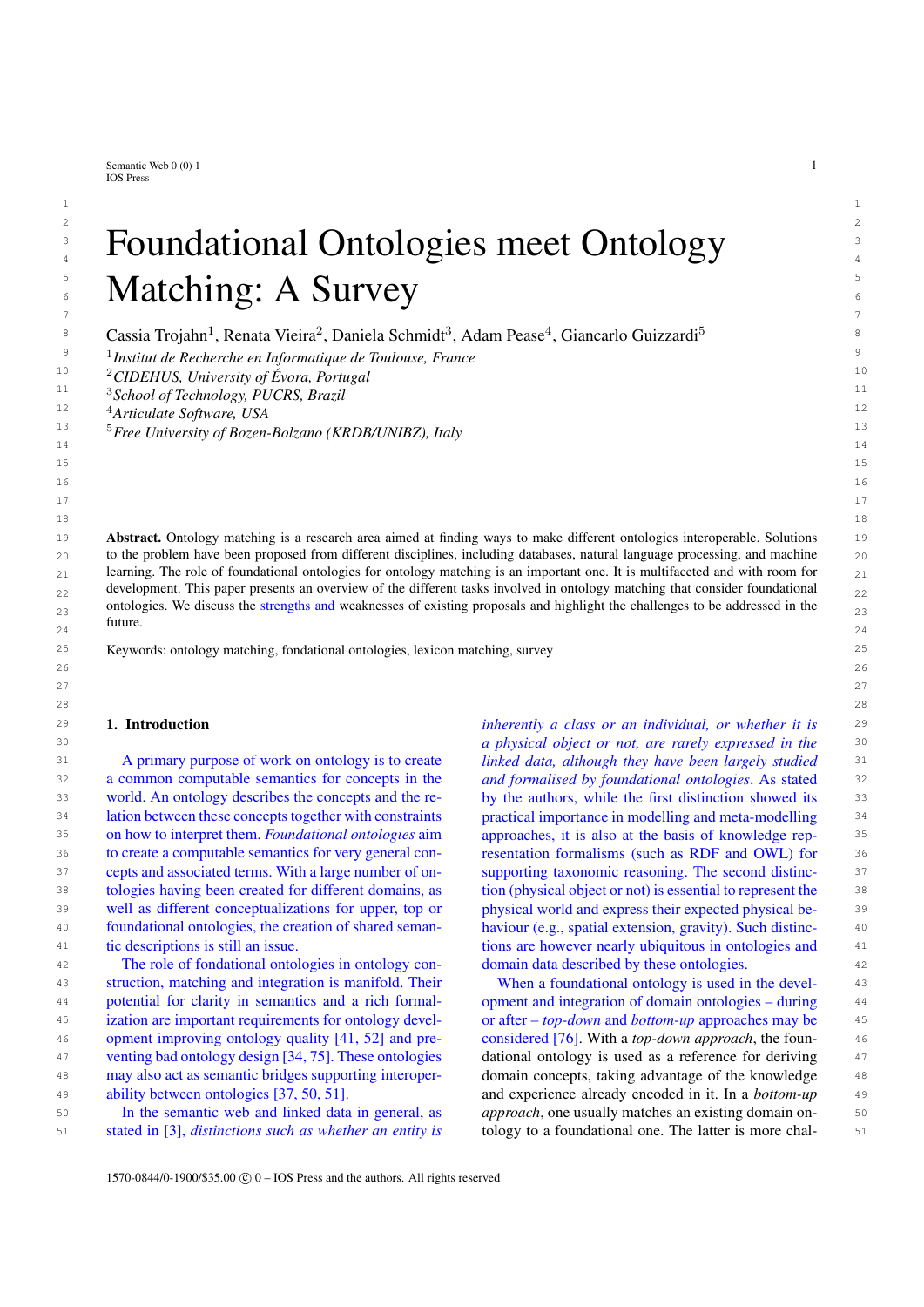# Foundational Ontologies meet Ontology Matching: A Survey

Cassia Trojahn[1], Renata Vieira[2], Daniela Schmidt[3], Adam Pease[4], Giancarlo Guizzardi[5]

[1]*Institut de Recherche en Informatique de Toulouse, France*
[2]*CIDEHUS, University of Évora, Portugal*
[3]*School of Technology, PUCRS, Brazil*
[4]*Articulate Software, USA*
[5]*Free University of Bozen-Bolzano (KRDB/UNIBZ), Italy*

**Abstract.** Ontology matching is a research area aimed at finding ways to make different ontologies interoperable. Solutions to the problem have been proposed from different disciplines, including databases, natural language processing, and machine learning. The role of foundational ontologies for ontology matching is an important one. It is multifaceted and with room for development. This paper presents an overview of the different tasks involved in ontology matching that consider foundational ontologies. We discuss the strengths and weaknesses of existing proposals and highlight the challenges to be addressed in the future.

Keywords: ontology matching, fondational ontologies, lexicon matching, survey

## 1. Introduction

A primary purpose of work on ontology is to create a common computable semantics for concepts in the world. An ontology describes the concepts and the relation between these concepts together with constraints on how to interpret them. *Foundational ontologies* aim to create a computable semantics for very general concepts and associated terms. With a large number of ontologies having been created for different domains, as well as different conceptualizations for upper, top or foundational ontologies, the creation of shared semantic descriptions is still an issue.

The role of fondational ontologies in ontology construction, matching and integration is manifold. Their potential for clarity in semantics and a rich formalization are important requirements for ontology development improving ontology quality [41, 52] and preventing bad ontology design [34, 75]. These ontologies may also act as semantic bridges supporting interoperability between ontologies [37, 50, 51].

In the semantic web and linked data in general, as stated in [3], *distinctions such as whether an entity is inherently a class or an individual, or whether it is a physical object or not, are rarely expressed in the linked data, although they have been largely studied and formalised by foundational ontologies*. As stated by the authors, while the first distinction showed its practical importance in modelling and meta-modelling approaches, it is also at the basis of knowledge representation formalisms (such as RDF and OWL) for supporting taxonomic reasoning. The second distinction (physical object or not) is essential to represent the physical world and express their expected physical behaviour (e.g., spatial extension, gravity). Such distinctions are however nearly ubiquitous in ontologies and domain data described by these ontologies.

When a foundational ontology is used in the development and integration of domain ontologies – during or after – *top-down* and *bottom-up* approaches may be considered [76]. With a *top-down approach*, the foundational ontology is used as a reference for deriving domain concepts, taking advantage of the knowledge and experience already encoded in it. In a *bottom-up approach*, one usually matches an existing domain ontology to a foundational one. The latter is more chal-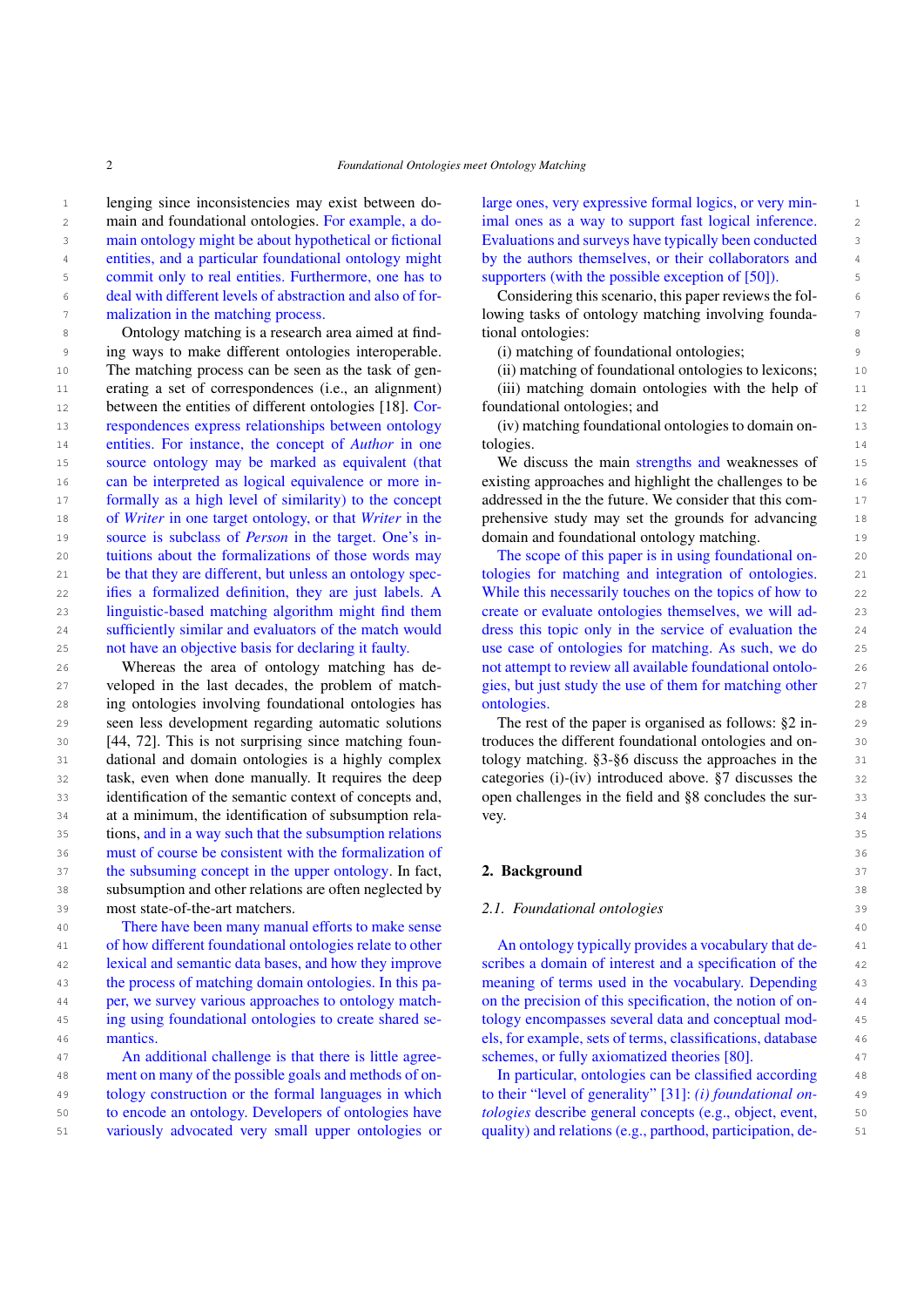lenging since inconsistencies may exist between domain and foundational ontologies. For example, a domain ontology might be about hypothetical or fictional entities, and a particular foundational ontology might commit only to real entities. Furthermore, one has to deal with different levels of abstraction and also of formalization in the matching process.

Ontology matching is a research area aimed at finding ways to make different ontologies interoperable. The matching process can be seen as the task of generating a set of correspondences (i.e., an alignment) between the entities of different ontologies [18]. Correspondences express relationships between ontology entities. For instance, the concept of *Author* in one source ontology may be marked as equivalent (that can be interpreted as logical equivalence or more informally as a high level of similarity) to the concept of *Writer* in one target ontology, or that *Writer* in the source is subclass of *Person* in the target. One's intuitions about the formalizations of those words may be that they are different, but unless an ontology specifies a formalized definition, they are just labels. A linguistic-based matching algorithm might find them sufficiently similar and evaluators of the match would not have an objective basis for declaring it faulty.

Whereas the area of ontology matching has developed in the last decades, the problem of matching ontologies involving foundational ontologies has seen less development regarding automatic solutions [44, 72]. This is not surprising since matching foundational and domain ontologies is a highly complex task, even when done manually. It requires the deep identification of the semantic context of concepts and, at a minimum, the identification of subsumption relations, and in a way such that the subsumption relations must of course be consistent with the formalization of the subsuming concept in the upper ontology. In fact, subsumption and other relations are often neglected by most state-of-the-art matchers.

There have been many manual efforts to make sense of how different foundational ontologies relate to other lexical and semantic data bases, and how they improve the process of matching domain ontologies. In this paper, we survey various approaches to ontology matching using foundational ontologies to create shared semantics.

An additional challenge is that there is little agreement on many of the possible goals and methods of ontology construction or the formal languages in which to encode an ontology. Developers of ontologies have variously advocated very small upper ontologies or large ones, very expressive formal logics, or very minimal ones as a way to support fast logical inference. Evaluations and surveys have typically been conducted by the authors themselves, or their collaborators and supporters (with the possible exception of [50]).

Considering this scenario, this paper reviews the following tasks of ontology matching involving foundational ontologies:

(i) matching of foundational ontologies;

(ii) matching of foundational ontologies to lexicons;

(iii) matching domain ontologies with the help of foundational ontologies; and

(iv) matching foundational ontologies to domain ontologies.

We discuss the main strengths and weaknesses of existing approaches and highlight the challenges to be addressed in the the future. We consider that this comprehensive study may set the grounds for advancing domain and foundational ontology matching.

The scope of this paper is in using foundational ontologies for matching and integration of ontologies. While this necessarily touches on the topics of how to create or evaluate ontologies themselves, we will address this topic only in the service of evaluation the use case of ontologies for matching. As such, we do not attempt to review all available foundational ontologies, but just study the use of them for matching other ontologies.

The rest of the paper is organised as follows: §2 introduces the different foundational ontologies and ontology matching. §3-§6 discuss the approaches in the categories (i)-(iv) introduced above. §7 discusses the open challenges in the field and §8 concludes the survey.

## 2. Background

### 2.1. Foundational ontologies

An ontology typically provides a vocabulary that describes a domain of interest and a specification of the meaning of terms used in the vocabulary. Depending on the precision of this specification, the notion of ontology encompasses several data and conceptual models, for example, sets of terms, classifications, database schemes, or fully axiomatized theories [80].

In particular, ontologies can be classified according to their "level of generality" [31]: *(i) foundational ontologies* describe general concepts (e.g., object, event, quality) and relations (e.g., parthood, participation, de-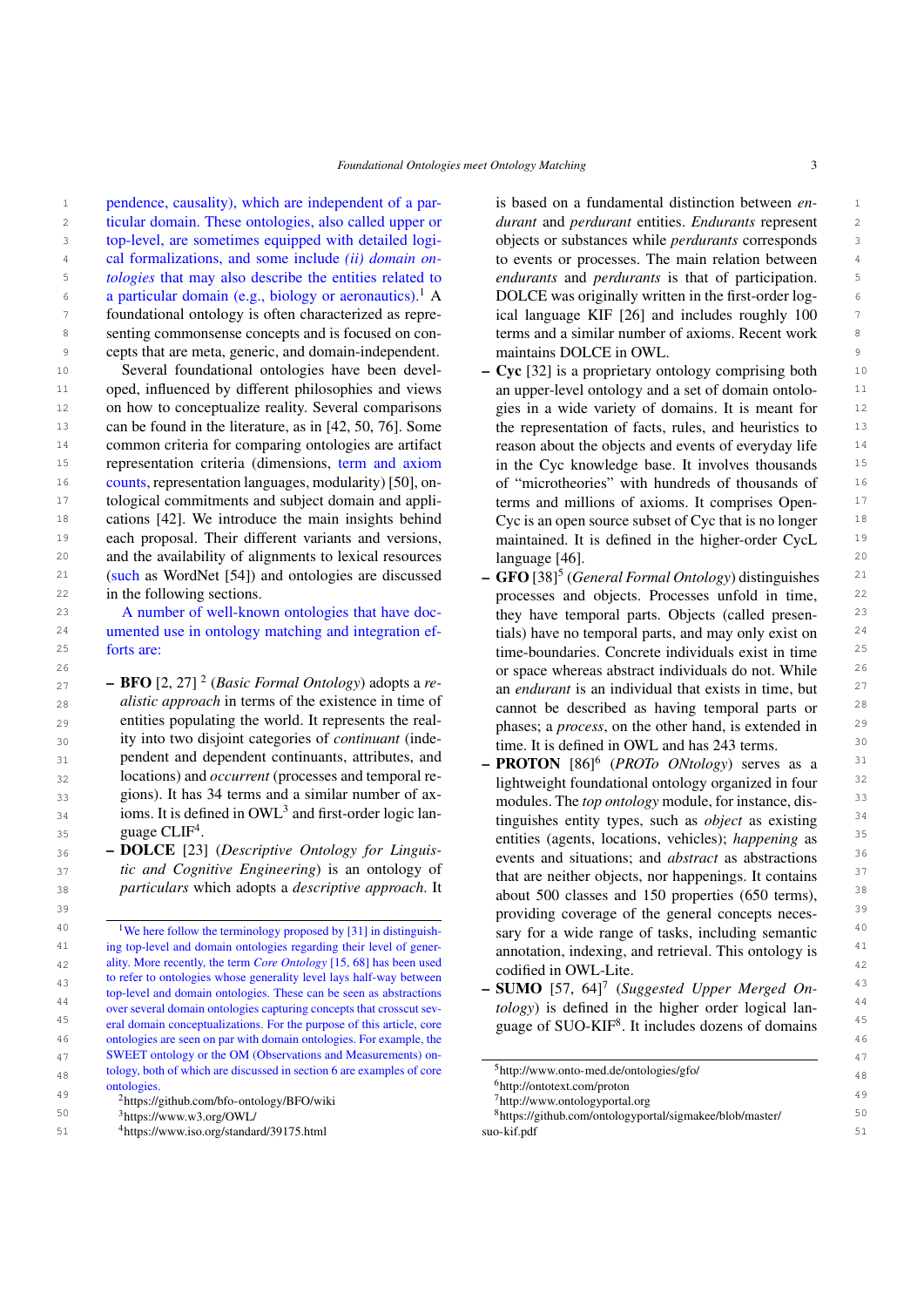pendence, causality), which are independent of a particular domain. These ontologies, also called upper or top-level, are sometimes equipped with detailed logical formalizations, and some include *(ii) domain ontologies* that may also describe the entities related to a particular domain (e.g., biology or aeronautics).[1] A foundational ontology is often characterized as representing commonsense concepts and is focused on concepts that are meta, generic, and domain-independent.

Several foundational ontologies have been developed, influenced by different philosophies and views on how to conceptualize reality. Several comparisons can be found in the literature, as in [42, 50, 76]. Some common criteria for comparing ontologies are artifact representation criteria (dimensions, term and axiom counts, representation languages, modularity) [50], ontological commitments and subject domain and applications [42]. We introduce the main insights behind each proposal. Their different variants and versions, and the availability of alignments to lexical resources (such as WordNet [54]) and ontologies are discussed in the following sections.

A number of well-known ontologies that have documented use in ontology matching and integration efforts are:

- **BFO** [2, 27] [2] (*Basic Formal Ontology*) adopts a *realistic approach* in terms of the existence in time of entities populating the world. It represents the reality into two disjoint categories of *continuant* (independent and dependent continuants, attributes, and locations) and *occurrent* (processes and temporal regions). It has 34 terms and a similar number of axioms. It is defined in OWL[3] and first-order logic language CLIF[4].
- **DOLCE** [23] (*Descriptive Ontology for Linguistic and Cognitive Engineering*) is an ontology of *particulars* which adopts a *descriptive approach*. It is based on a fundamental distinction between *endurant* and *perdurant* entities. *Endurants* represent objects or substances while *perdurants* corresponds to events or processes. The main relation between *endurants* and *perdurants* is that of participation. DOLCE was originally written in the first-order logical language KIF [26] and includes roughly 100 terms and a similar number of axioms. Recent work maintains DOLCE in OWL.
- **Cyc** [32] is a proprietary ontology comprising both an upper-level ontology and a set of domain ontologies in a wide variety of domains. It is meant for the representation of facts, rules, and heuristics to reason about the objects and events of everyday life in the Cyc knowledge base. It involves thousands of "microtheories" with hundreds of thousands of terms and millions of axioms. It comprises OpenCyc that is an open source subset of Cyc that is no longer maintained. It is defined in the higher-order CycL language [46].
- **GFO** [38][5] (*General Formal Ontology*) distinguishes processes and objects. Processes unfold in time, they have temporal parts. Objects (called presentials) have no temporal parts, and may only exist on time-boundaries. Concrete individuals exist in time or space whereas abstract individuals do not. While an *endurant* is an individual that exists in time, but cannot be described as having temporal parts or phases; a *process*, on the other hand, is extended in time. It is defined in OWL and has 243 terms.
- **PROTON** [86][6] (*PROTo ONtology*) serves as a lightweight foundational ontology organized in four modules. The *top ontology* module, for instance, distinguishes entity types, such as *object* as existing entities (agents, locations, vehicles); *happening* as events and situations; and *abstract* as abstractions that are neither objects, nor happenings. It contains about 500 classes and 150 properties (650 terms), providing coverage of the general concepts necessary for a wide range of tasks, including semantic annotation, indexing, and retrieval. This ontology is codified in OWL-Lite.
- **SUMO** [57, 64][7] (*Suggested Upper Merged Ontology*) is defined in the higher order logical language of SUO-KIF[8]. It includes dozens of domains

---

[1] We here follow the terminology proposed by [31] in distinguishing top-level and domain ontologies regarding their level of generality. More recently, the term *Core Ontology* [15, 68] has been used to refer to ontologies whose generality level lays half-way between top-level and domain ontologies. These can be seen as abstractions over several domain ontologies capturing concepts that crosscut several domain conceptualizations. For the purpose of this article, core ontologies are seen on par with domain ontologies. For example, the SWEET ontology or the OM (Observations and Measurements) ontology, both of which are discussed in section 6 are examples of core ontologies.

[2] https://github.com/bfo-ontology/BFO/wiki

[3] https://www.w3.org/OWL/

[4] https://www.iso.org/standard/39175.html

[5] http://www.onto-med.de/ontologies/gfo/

[6] http://ontotext.com/proton

[7] http://www.ontologyportal.org

[8] https://github.com/ontologyportal/sigmakee/blob/master/suo-kif.pdf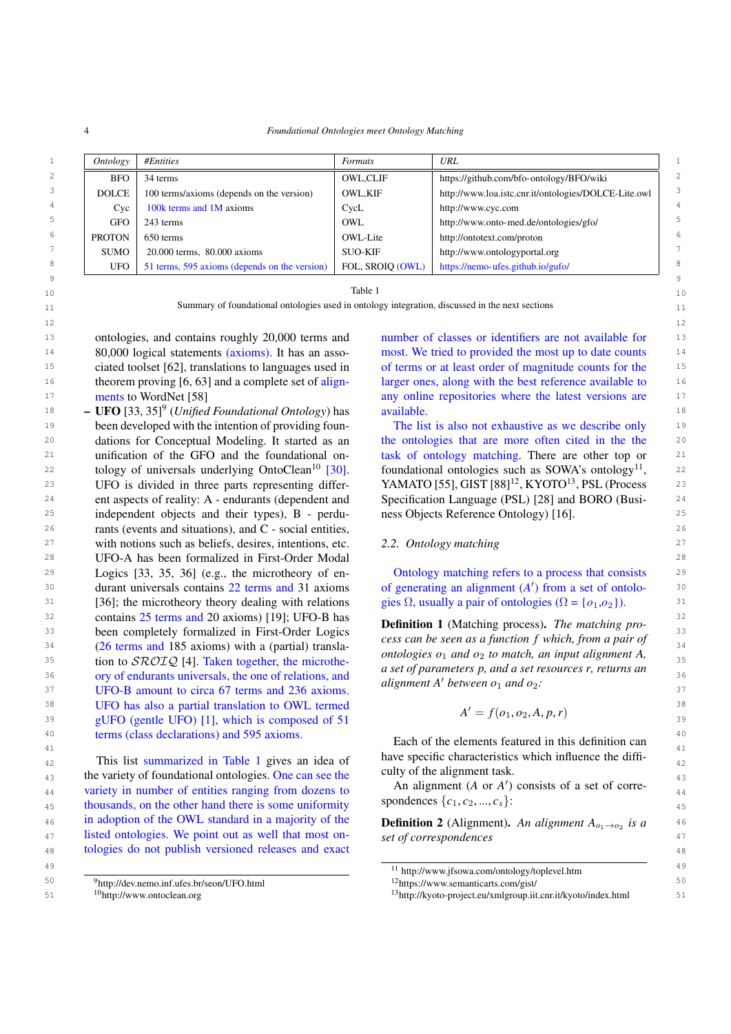| *Ontology* | *#Entities* | *Formats* | *URL* |
| --- | --- | --- | --- |
| BFO | 34 terms | OWL,CLIF | https://github.com/bfo-ontology/BFO/wiki |
| DOLCE | 100 terms/axioms (depends on the version) | OWL,KIF | http://www.loa.istc.cnr.it/ontologies/DOLCE-Lite.owl |
| Cyc | 100k terms and 1M axioms | CycL | http://www.cyc.com |
| GFO | 243 terms | OWL | http://www.onto-med.de/ontologies/gfo/ |
| PROTON | 650 terms | OWL-Lite | http://ontotext.com/proton |
| SUMO | 20.000 terms, 80.000 axioms | SUO-KIF | http://www.ontologyportal.org |
| UFO | 51 terms, 595 axioms (depends on the version) | FOL, SROIQ (OWL) | https://nemo-ufes.github.io/gufo/ |

Table 1

Summary of foundational ontologies used in ontology integration, discussed in the next sections

ontologies, and contains roughly 20,000 terms and 80,000 logical statements (axioms). It has an associated toolset [62], translations to languages used in theorem proving [6, 63] and a complete set of alignments to WordNet [58]

– **UFO** [33, 35][9] (*Unified Foundational Ontology*) has been developed with the intention of providing foundations for Conceptual Modeling. It started as an unification of the GFO and the foundational ontology of universals underlying OntoClean[10] [30]. UFO is divided in three parts representing different aspects of reality: A - endurants (dependent and independent objects and their types), B - perdurants (events and situations), and C - social entities, with notions such as beliefs, desires, intentions, etc. UFO-A has been formalized in First-Order Modal Logics [33, 35, 36] (e.g., the microtheory of endurant universals contains 22 terms and 31 axioms [36]; the microtheory theory dealing with relations contains 25 terms and 20 axioms) [19]; UFO-B has been completely formalized in First-Order Logics (26 terms and 185 axioms) with a (partial) translation to $\mathcal{SROIQ}$ [4]. Taken together, the microtheory of endurants universals, the one of relations, and UFO-B amount to circa 67 terms and 236 axioms. UFO has also a partial translation to OWL termed gUFO (gentle UFO) [1], which is composed of 51 terms (class declarations) and 595 axioms.

This list summarized in Table 1 gives an idea of the variety of foundational ontologies. One can see the variety in number of entities ranging from dozens to thousands, on the other hand there is some uniformity in adoption of the OWL standard in a majority of the listed ontologies. We point out as well that most ontologies do not publish versioned releases and exact number of classes or identifiers are not available for most. We tried to provided the most up to date counts of terms or at least order of magnitude counts for the larger ones, along with the best reference available to any online repositories where the latest versions are available.

The list is also not exhaustive as we describe only the ontologies that are more often cited in the the task of ontology matching. There are other top or foundational ontologies such as SOWA's ontology[11], YAMATO [55], GIST [88][12], KYOTO[13], PSL (Process Specification Language (PSL) [28] and BORO (Business Objects Reference Ontology) [16].

### 2.2. Ontology matching

Ontology matching refers to a process that consists of generating an alignment ($A'$) from a set of ontologies $\Omega$, usually a pair of ontologies ($\Omega = \{o_1, o_2\}$).

**Definition 1** (Matching process). *The matching process can be seen as a function $f$ which, from a pair of ontologies $o_1$ and $o_2$ to match, an input alignment $A$, a set of parameters $p$, and a set resources $r$, returns an alignment $A'$ between $o_1$ and $o_2$:*

$$A' = f(o_1, o_2, A, p, r)$$

Each of the elements featured in this definition can have specific characteristics which influence the difficulty of the alignment task.

An alignment ($A$ or $A'$) consists of a set of correspondences $\{c_1, c_2, ..., c_x\}$:

**Definition 2** (Alignment). *An alignment $A_{o_1 \to o_2}$ is a set of correspondences*

[9] http://dev.nemo.inf.ufes.br/seon/UFO.html

[10] http://www.ontoclean.org

[11] http://www.jfsowa.com/ontology/toplevel.htm

[12] https://www.semanticarts.com/gist/

[13] http://kyoto-project.eu/xmlgroup.iit.cnr.it/kyoto/index.html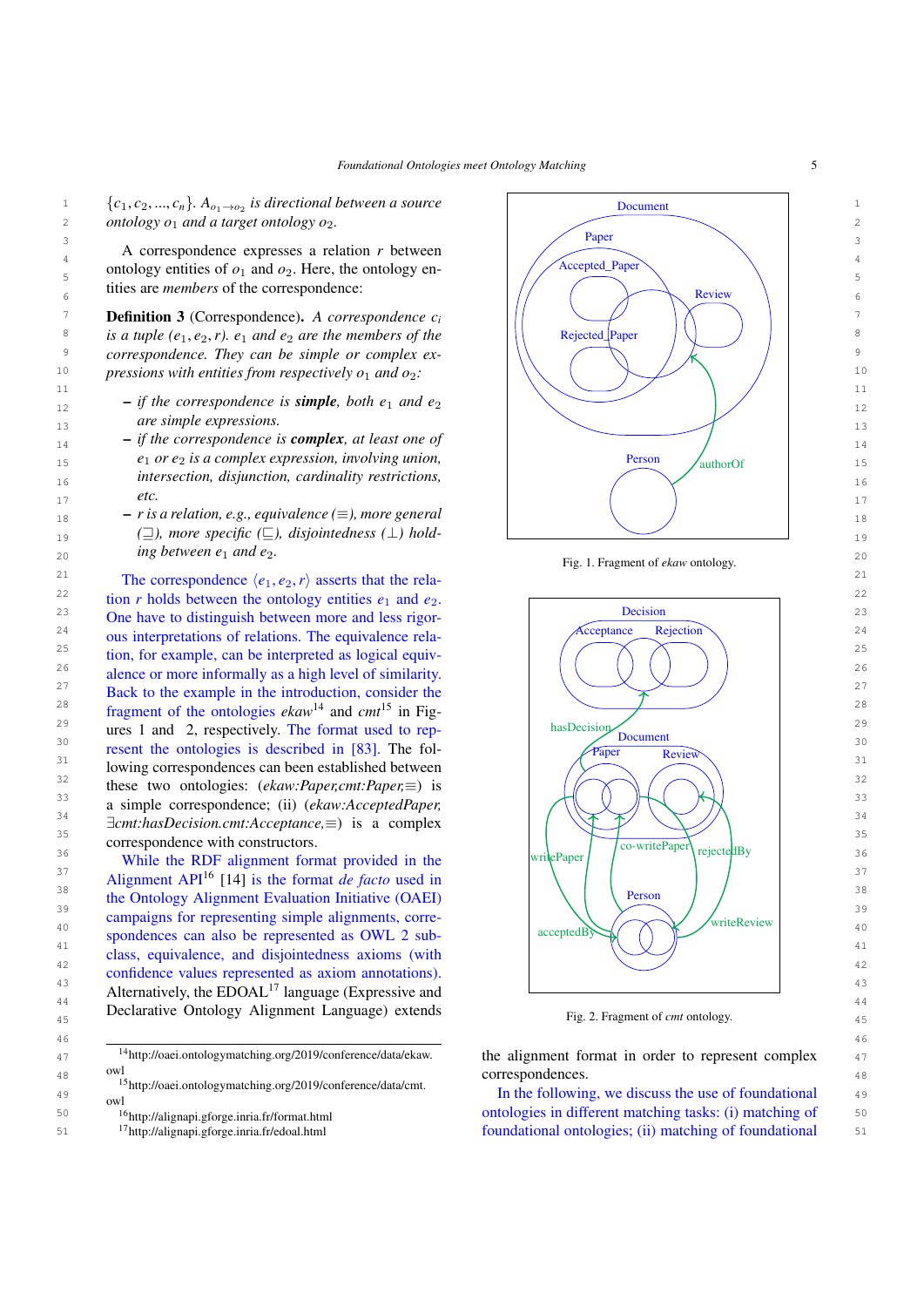$\{c_1, c_2, ..., c_n\}$. $A_{o_1 \to o_2}$ *is directional between a source ontology* $o_1$ *and a target ontology* $o_2$.

A correspondence expresses a relation $r$ between ontology entities of $o_1$ and $o_2$. Here, the ontology entities are *members* of the correspondence:

**Definition 3** (Correspondence)**.** *A correspondence* $c_i$ *is a tuple* $(e_1, e_2, r)$*.* $e_1$ *and* $e_2$ *are the members of the correspondence. They can be simple or complex expressions with entities from respectively* $o_1$ *and* $o_2$*:*

- *if the correspondence is* ***simple****, both* $e_1$ *and* $e_2$ *are simple expressions.*
- *if the correspondence is* ***complex****, at least one of* $e_1$ *or* $e_2$ *is a complex expression, involving union, intersection, disjunction, cardinality restrictions, etc.*
- $r$ *is a relation, e.g., equivalence (*$\equiv$*), more general (*$\sqsupseteq$*), more specific (*$\sqsubseteq$*), disjointedness (*$\perp$*) holding between* $e_1$ *and* $e_2$*.*

The correspondence $\langle e_1, e_2, r\rangle$ asserts that the relation $r$ holds between the ontology entities $e_1$ and $e_2$. One have to distinguish between more and less rigorous interpretations of relations. The equivalence relation, for example, can be interpreted as logical equivalence or more informally as a high level of similarity. Back to the example in the introduction, consider the fragment of the ontologies *ekaw*[14] and *cmt*[15] in Figures 1 and 2, respectively. The format used to represent the ontologies is described in [83]. The following correspondences can been established between these two ontologies: (*ekaw:Paper,cmt:Paper,*$\equiv$) is a simple correspondence; (ii) (*ekaw:AcceptedPaper,* $\exists$*cmt:hasDecision.cmt:Acceptance,*$\equiv$) is a complex correspondence with constructors.

While the RDF alignment format provided in the Alignment API[16] [14] is the format *de facto* used in the Ontology Alignment Evaluation Initiative (OAEI) campaigns for representing simple alignments, correspondences can also be represented as OWL 2 subclass, equivalence, and disjointedness axioms (with confidence values represented as axiom annotations). Alternatively, the EDOAL[17] language (Expressive and Declarative Ontology Alignment Language) extends the alignment format in order to represent complex correspondences.

In the following, we discuss the use of foundational ontologies in different matching tasks: (i) matching of foundational ontologies; (ii) matching of foundational

Fig. 1. Fragment of *ekaw* ontology.

Fig. 2. Fragment of *cmt* ontology.

[14]http://oaei.ontologymatching.org/2019/conference/data/ekaw.owl

[15]http://oaei.ontologymatching.org/2019/conference/data/cmt.owl

[16]http://alignapi.gforge.inria.fr/format.html

[17]http://alignapi.gforge.inria.fr/edoal.html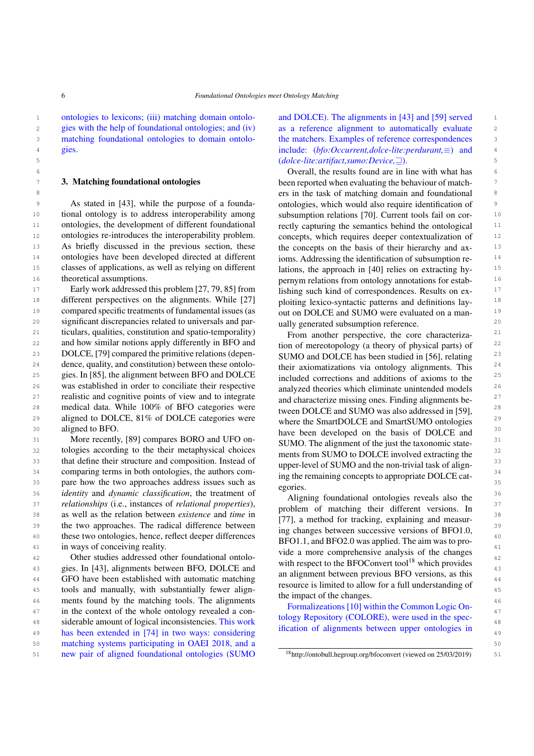ontologies to lexicons; (iii) matching domain ontologies with the help of foundational ontologies; and (iv) matching foundational ontologies to domain ontologies.

## 3. Matching foundational ontologies

As stated in [43], while the purpose of a foundational ontology is to address interoperability among ontologies, the development of different foundational ontologies re-introduces the interoperability problem. As briefly discussed in the previous section, these ontologies have been developed directed at different classes of applications, as well as relying on different theoretical assumptions.

Early work addressed this problem [27, 79, 85] from different perspectives on the alignments. While [27] compared specific treatments of fundamental issues (as significant discrepancies related to universals and particulars, qualities, constitution and spatio-temporality) and how similar notions apply differently in BFO and DOLCE, [79] compared the primitive relations (dependence, quality, and constitution) between these ontologies. In [85], the alignment between BFO and DOLCE was established in order to conciliate their respective realistic and cognitive points of view and to integrate medical data. While 100% of BFO categories were aligned to DOLCE, 81% of DOLCE categories were aligned to BFO.

More recently, [89] compares BORO and UFO ontologies according to the their metaphysical choices that define their structure and composition. Instead of comparing terms in both ontologies, the authors compare how the two approaches address issues such as *identity* and *dynamic classification*, the treatment of *relationships* (i.e., instances of *relational properties*), as well as the relation between *existence* and *time* in the two approaches. The radical difference between these two ontologies, hence, reflect deeper differences in ways of conceiving reality.

Other studies addressed other foundational ontologies. In [43], alignments between BFO, DOLCE and GFO have been established with automatic matching tools and manually, with substantially fewer alignments found by the matching tools. The alignments in the context of the whole ontology revealed a considerable amount of logical inconsistencies. This work has been extended in [74] in two ways: considering matching systems participating in OAEI 2018, and a new pair of aligned foundational ontologies (SUMO and DOLCE). The alignments in [43] and [59] served as a reference alignment to automatically evaluate the matchers. Examples of reference correspondences include: (*bfo:Occurrent,dolce-lite:perdurant,*$\equiv$) and (*dolce-lite:artifact,sumo:Device,*$\sqsupseteq$).

Overall, the results found are in line with what has been reported when evaluating the behaviour of matchers in the task of matching domain and foundational ontologies, which would also require identification of subsumption relations [70]. Current tools fail on correctly capturing the semantics behind the ontological concepts, which requires deeper contextualization of the concepts on the basis of their hierarchy and axioms. Addressing the identification of subsumption relations, the approach in [40] relies on extracting hypernym relations from ontology annotations for establishing such kind of correspondences. Results on exploiting lexico-syntactic patterns and definitions layout on DOLCE and SUMO were evaluated on a manually generated subsumption reference.

From another perspective, the core characterization of mereotopology (a theory of physical parts) of SUMO and DOLCE has been studied in [56], relating their axiomatizations via ontology alignments. This included corrections and additions of axioms to the analyzed theories which eliminate unintended models and characterize missing ones. Finding alignments between DOLCE and SUMO was also addressed in [59], where the SmartDOLCE and SmartSUMO ontologies have been developed on the basis of DOLCE and SUMO. The alignment of the just the taxonomic statements from SUMO to DOLCE involved extracting the upper-level of SUMO and the non-trivial task of aligning the remaining concepts to appropriate DOLCE categories.

Aligning foundational ontologies reveals also the problem of matching their different versions. In [77], a method for tracking, explaining and measuring changes between successive versions of BFO1.0, BFO1.1, and BFO2.0 was applied. The aim was to provide a more comprehensive analysis of the changes with respect to the BFOConvert tool[18] which provides an alignment between previous BFO versions, as this resource is limited to allow for a full understanding of the impact of the changes.

Formalizations [10] within the Common Logic Ontology Repository (COLORE), were used in the specification of alignments between upper ontologies in

[18]http://ontobull.hegroup.org/bfoconvert (viewed on 25/03/2019)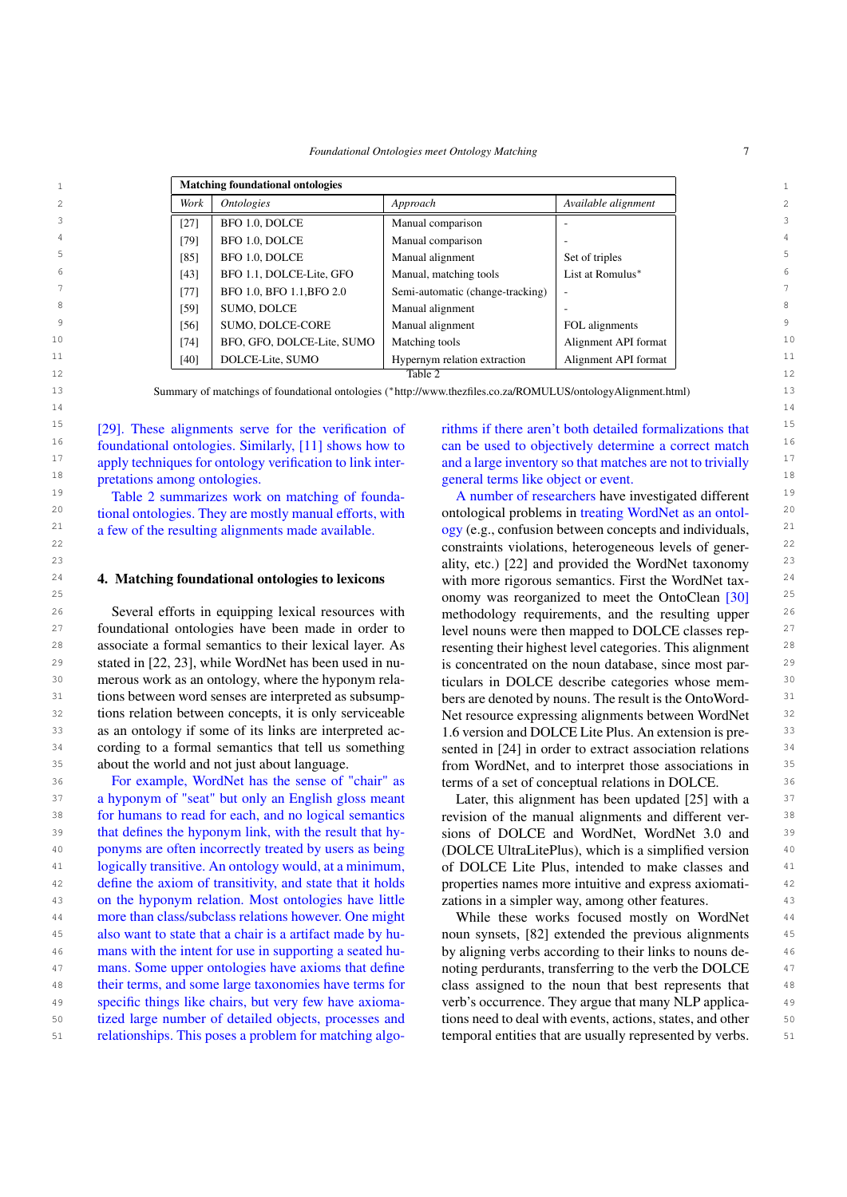| Matching foundational ontologies | | | |
|---|---|---|---|
| *Work* | *Ontologies* | *Approach* | *Available alignment* |
| [27] | BFO 1.0, DOLCE | Manual comparison | - |
| [79] | BFO 1.0, DOLCE | Manual comparison | - |
| [85] | BFO 1.0, DOLCE | Manual alignment | Set of triples |
| [43] | BFO 1.1, DOLCE-Lite, GFO | Manual, matching tools | List at Romulus* |
| [77] | BFO 1.0, BFO 1.1,BFO 2.0 | Semi-automatic (change-tracking) | - |
| [59] | SUMO, DOLCE | Manual alignment | - |
| [56] | SUMO, DOLCE-CORE | Manual alignment | FOL alignments |
| [74] | BFO, GFO, DOLCE-Lite, SUMO | Matching tools | Alignment API format |
| [40] | DOLCE-Lite, SUMO | Hypernym relation extraction | Alignment API format |

Table 2

Summary of matchings of foundational ontologies (*http://www.thezfiles.co.za/ROMULUS/ontologyAlignment.html)

[29]. These alignments serve for the verification of foundational ontologies. Similarly, [11] shows how to apply techniques for ontology verification to link interpretations among ontologies.

Table 2 summarizes work on matching of foundational ontologies. They are mostly manual efforts, with a few of the resulting alignments made available.

## 4. Matching foundational ontologies to lexicons

Several efforts in equipping lexical resources with foundational ontologies have been made in order to associate a formal semantics to their lexical layer. As stated in [22, 23], while WordNet has been used in numerous work as an ontology, where the hyponym relations between word senses are interpreted as subsumptions relation between concepts, it is only serviceable as an ontology if some of its links are interpreted according to a formal semantics that tell us something about the world and not just about language.

For example, WordNet has the sense of "chair" as a hyponym of "seat" but only an English gloss meant for humans to read for each, and no logical semantics that defines the hyponym link, with the result that hyponyms are often incorrectly treated by users as being logically transitive. An ontology would, at a minimum, define the axiom of transitivity, and state that it holds on the hyponym relation. Most ontologies have little more than class/subclass relations however. One might also want to state that a chair is a artifact made by humans with the intent for use in supporting a seated humans. Some upper ontologies have axioms that define their terms, and some large taxonomies have terms for specific things like chairs, but very few have axiomatized large number of detailed objects, processes and relationships. This poses a problem for matching algorithms if there aren't both detailed formalizations that can be used to objectively determine a correct match and a large inventory so that matches are not to trivially general terms like object or event.

A number of researchers have investigated different ontological problems in treating WordNet as an ontology (e.g., confusion between concepts and individuals, constraints violations, heterogeneous levels of generality, etc.) [22] and provided the WordNet taxonomy with more rigorous semantics. First the WordNet taxonomy was reorganized to meet the OntoClean [30] methodology requirements, and the resulting upper level nouns were then mapped to DOLCE classes representing their highest level categories. This alignment is concentrated on the noun database, since most particulars in DOLCE describe categories whose members are denoted by nouns. The result is the OntoWordNet resource expressing alignments between WordNet 1.6 version and DOLCE Lite Plus. An extension is presented in [24] in order to extract association relations from WordNet, and to interpret those associations in terms of a set of conceptual relations in DOLCE.

Later, this alignment has been updated [25] with a revision of the manual alignments and different versions of DOLCE and WordNet, WordNet 3.0 and (DOLCE UltraLitePlus), which is a simplified version of DOLCE Lite Plus, intended to make classes and properties names more intuitive and express axiomatizations in a simpler way, among other features.

While these works focused mostly on WordNet noun synsets, [82] extended the previous alignments by aligning verbs according to their links to nouns denoting perdurants, transferring to the verb the DOLCE class assigned to the noun that best represents that verb's occurrence. They argue that many NLP applications need to deal with events, actions, states, and other temporal entities that are usually represented by verbs.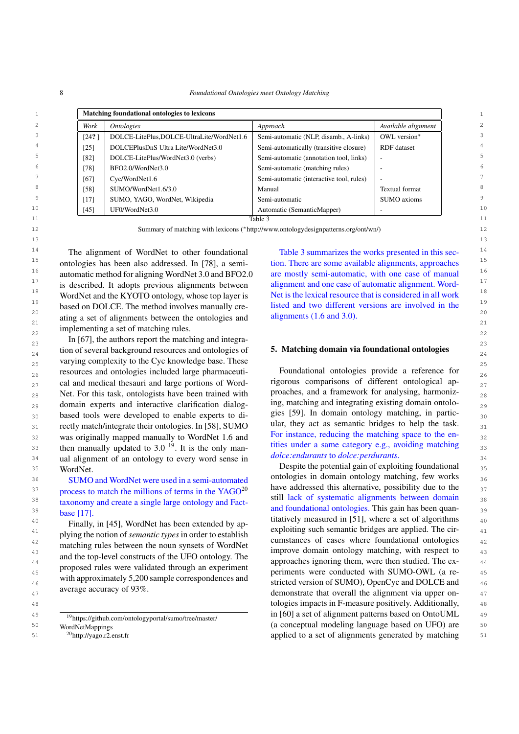| Matching foundational ontologies to lexicons | | | |
|---|---|---|---|
| *Work* | *Ontologies* | *Approach* | *Available alignment* |
| [24? ] | DOLCE-LitePlus,DOLCE-UltraLite/WordNet1.6 | Semi-automatic (NLP, disamb., A-links) | OWL version* |
| [25] | DOLCEPlusDnS Ultra Lite/WordNet3.0 | Semi-automatically (transitive closure) | RDF dataset |
| [82] | DOLCE-LitePlus/WordNet3.0 (verbs) | Semi-automatic (annotation tool, links) | - |
| [78] | BFO2.0/WordNet3.0 | Semi-automatic (matching rules) | - |
| [67] | Cyc/WordNet1.6 | Semi-automatic (interactive tool, rules) | - |
| [58] | SUMO/WordNet1.6/3.0 | Manual | Textual format |
| [17] | SUMO, YAGO, WordNet, Wikipedia | Semi-automatic | SUMO axioms |
| [45] | UFO/WordNet3.0 | Automatic (SemanticMapper) | - |

Table 3

Summary of matching with lexicons (*http://www.ontologydesignpatterns.org/ont/wn/)

The alignment of WordNet to other foundational ontologies has been also addressed. In [78], a semi-automatic method for aligning WordNet 3.0 and BFO2.0 is described. It adopts previous alignments between WordNet and the KYOTO ontology, whose top layer is based on DOLCE. The method involves manually creating a set of alignments between the ontologies and implementing a set of matching rules.

In [67], the authors report the matching and integration of several background resources and ontologies of varying complexity to the Cyc knowledge base. These resources and ontologies included large pharmaceutical and medical thesauri and large portions of WordNet. For this task, ontologists have been trained with domain experts and interactive clarification dialog-based tools were developed to enable experts to directly match/integrate their ontologies. In [58], SUMO was originally mapped manually to WordNet 1.6 and then manually updated to 3.0 [19]. It is the only manual alignment of an ontology to every word sense in WordNet.

SUMO and WordNet were used in a semi-automated process to match the millions of terms in the YAGO[20] taxonomy and create a single large ontology and Factbase [17].

Finally, in [45], WordNet has been extended by applying the notion of *semantic types* in order to establish matching rules between the noun synsets of WordNet and the top-level constructs of the UFO ontology. The proposed rules were validated through an experiment with approximately 5,200 sample correspondences and average accuracy of 93%.

Table 3 summarizes the works presented in this section. There are some available alignments, approaches are mostly semi-automatic, with one case of manual alignment and one case of automatic alignment. WordNet is the lexical resource that is considered in all work listed and two different versions are involved in the alignments (1.6 and 3.0).

## 5. Matching domain via foundational ontologies

Foundational ontologies provide a reference for rigorous comparisons of different ontological approaches, and a framework for analysing, harmonizing, matching and integrating existing domain ontologies [59]. In domain ontology matching, in particular, they act as semantic bridges to help the task. For instance, reducing the matching space to the entities under a same category e.g., avoiding matching *dolce:endurants* to *dolce:perdurants*.

Despite the potential gain of exploiting foundational ontologies in domain ontology matching, few works have addressed this alternative, possibility due to the still lack of systematic alignments between domain and foundational ontologies. This gain has been quantitatively measured in [51], where a set of algorithms exploiting such semantic bridges are applied. The circumstances of cases where foundational ontologies improve domain ontology matching, with respect to approaches ignoring them, were then studied. The experiments were conducted with SUMO-OWL (a restricted version of SUMO), OpenCyc and DOLCE and demonstrate that overall the alignment via upper ontologies impacts in F-measure positively. Additionally, in [60] a set of alignment patterns based on OntoUML (a conceptual modeling language based on UFO) are applied to a set of alignments generated by matching

[19] https://github.com/ontologyportal/sumo/tree/master/WordNetMappings

[20] http://yago.r2.enst.fr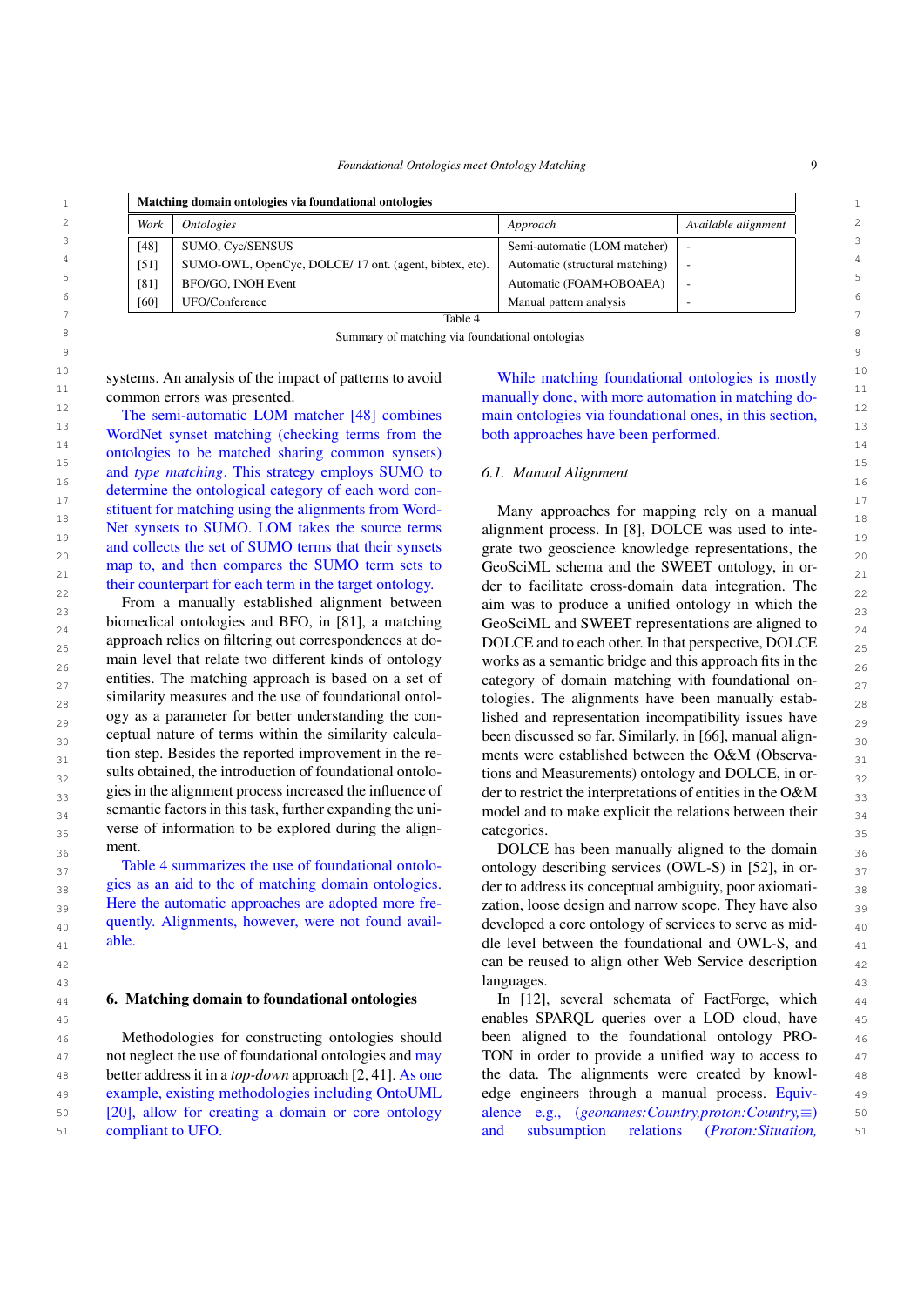| Matching domain ontologies via foundational ontologies | | | |
|---|---|---|---|
| *Work* | *Ontologies* | *Approach* | *Available alignment* |
| [48] | SUMO, Cyc/SENSUS | Semi-automatic (LOM matcher) | - |
| [51] | SUMO-OWL, OpenCyc, DOLCE/ 17 ont. (agent, bibtex, etc). | Automatic (structural matching) | - |
| [81] | BFO/GO, INOH Event | Automatic (FOAM+OBOAEA) | - |
| [60] | UFO/Conference | Manual pattern analysis | - |

Table 4

Summary of matching via foundational ontologias

systems. An analysis of the impact of patterns to avoid common errors was presented.

The semi-automatic LOM matcher [48] combines WordNet synset matching (checking terms from the ontologies to be matched sharing common synsets) and *type matching*. This strategy employs SUMO to determine the ontological category of each word constituent for matching using the alignments from WordNet synsets to SUMO. LOM takes the source terms and collects the set of SUMO terms that their synsets map to, and then compares the SUMO term sets to their counterpart for each term in the target ontology.

From a manually established alignment between biomedical ontologies and BFO, in [81], a matching approach relies on filtering out correspondences at domain level that relate two different kinds of ontology entities. The matching approach is based on a set of similarity measures and the use of foundational ontology as a parameter for better understanding the conceptual nature of terms within the similarity calculation step. Besides the reported improvement in the results obtained, the introduction of foundational ontologies in the alignment process increased the influence of semantic factors in this task, further expanding the universe of information to be explored during the alignment.

Table 4 summarizes the use of foundational ontologies as an aid to the of matching domain ontologies. Here the automatic approaches are adopted more frequently. Alignments, however, were not found available.

## 6. Matching domain to foundational ontologies

Methodologies for constructing ontologies should not neglect the use of foundational ontologies and may better address it in a *top-down* approach [2, 41]. As one example, existing methodologies including OntoUML [20], allow for creating a domain or core ontology compliant to UFO.

While matching foundational ontologies is mostly manually done, with more automation in matching domain ontologies via foundational ones, in this section, both approaches have been performed.

### 6.1. Manual Alignment

Many approaches for mapping rely on a manual alignment process. In [8], DOLCE was used to integrate two geoscience knowledge representations, the GeoSciML schema and the SWEET ontology, in order to facilitate cross-domain data integration. The aim was to produce a unified ontology in which the GeoSciML and SWEET representations are aligned to DOLCE and to each other. In that perspective, DOLCE works as a semantic bridge and this approach fits in the category of domain matching with foundational ontologies. The alignments have been manually established and representation incompatibility issues have been discussed so far. Similarly, in [66], manual alignments were established between the O&M (Observations and Measurements) ontology and DOLCE, in order to restrict the interpretations of entities in the O&M model and to make explicit the relations between their categories.

DOLCE has been manually aligned to the domain ontology describing services (OWL-S) in [52], in order to address its conceptual ambiguity, poor axiomatization, loose design and narrow scope. They have also developed a core ontology of services to serve as middle level between the foundational and OWL-S, and can be reused to align other Web Service description languages.

In [12], several schemata of FactForge, which enables SPARQL queries over a LOD cloud, have been aligned to the foundational ontology PROTON in order to provide a unified way to access to the data. The alignments were created by knowledge engineers through a manual process. Equivalence e.g., (*geonames:Country,proton:Country,*≡) and subsumption relations (*Proton:Situation,*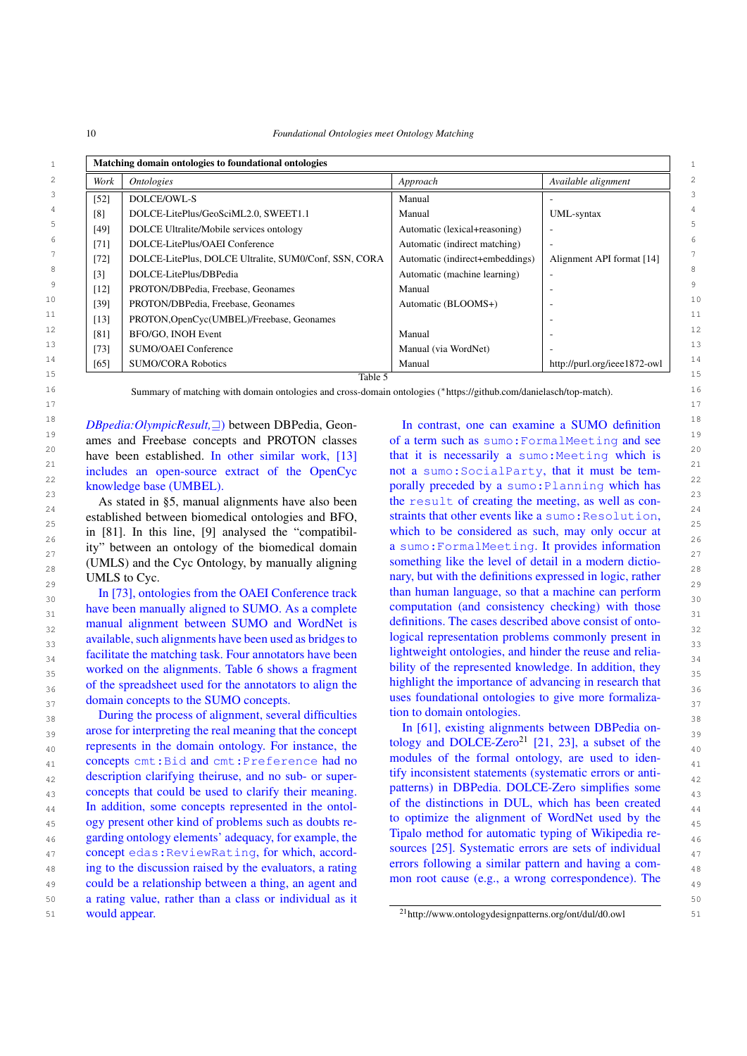| Matching domain ontologies to foundational ontologies | | | |
|---|---|---|---|
| *Work* | *Ontologies* | *Approach* | *Available alignment* |
| [52] | DOLCE/OWL-S | Manual | - |
| [8] | DOLCE-LitePlus/GeoSciML2.0, SWEET1.1 | Manual | UML-syntax |
| [49] | DOLCE Ultralite/Mobile services ontology | Automatic (lexical+reasoning) | - |
| [71] | DOLCE-LitePlus/OAEI Conference | Automatic (indirect matching) | - |
| [72] | DOLCE-LitePlus, DOLCE Ultralite, SUM0/Conf, SSN, CORA | Automatic (indirect+embeddings) | Alignment API format [14] |
| [3] | DOLCE-LitePlus/DBPedia | Automatic (machine learning) | - |
| [12] | PROTON/DBPedia, Freebase, Geonames | Manual | - |
| [39] | PROTON/DBPedia, Freebase, Geonames | Automatic (BLOOMS+) | - |
| [13] | PROTON,OpenCyc(UMBEL)/Freebase, Geonames | | - |
| [81] | BFO/GO, INOH Event | Manual | - |
| [73] | SUMO/OAEI Conference | Manual (via WordNet) | - |
| [65] | SUMO/CORA Robotics | Manual | http://purl.org/ieee1872-owl |

Table 5

Summary of matching with domain ontologies and cross-domain ontologies (*https://github.com/danielasch/top-match).

*DBpedia:OlympicResult*,⊒) between DBPedia, Geonames and Freebase concepts and PROTON classes have been established. In other similar work, [13] includes an open-source extract of the OpenCyc knowledge base (UMBEL).

As stated in §5, manual alignments have also been established between biomedical ontologies and BFO, in [81]. In this line, [9] analysed the "compatibility" between an ontology of the biomedical domain (UMLS) and the Cyc Ontology, by manually aligning UMLS to Cyc.

In [73], ontologies from the OAEI Conference track have been manually aligned to SUMO. As a complete manual alignment between SUMO and WordNet is available, such alignments have been used as bridges to facilitate the matching task. Four annotators have been worked on the alignments. Table 6 shows a fragment of the spreadsheet used for the annotators to align the domain concepts to the SUMO concepts.

During the process of alignment, several difficulties arose for interpreting the real meaning that the concept represents in the domain ontology. For instance, the concepts `cmt:Bid` and `cmt:Preference` had no description clarifying theiruse, and no sub- or super-concepts that could be used to clarify their meaning. In addition, some concepts represented in the ontology present other kind of problems such as doubts regarding ontology elements' adequacy, for example, the concept `edas:ReviewRating`, for which, according to the discussion raised by the evaluators, a rating could be a relationship between a thing, an agent and a rating value, rather than a class or individual as it would appear.

In contrast, one can examine a SUMO definition of a term such as `sumo:FormalMeeting` and see that it is necessarily a `sumo:Meeting` which is not a `sumo:SocialParty`, that it must be temporally preceded by a `sumo:Planning` which has the `result` of creating the meeting, as well as constraints that other events like a `sumo:Resolution`, which to be considered as such, may only occur at a `sumo:FormalMeeting`. It provides information something like the level of detail in a modern dictionary, but with the definitions expressed in logic, rather than human language, so that a machine can perform computation (and consistency checking) with those definitions. The cases described above consist of ontological representation problems commonly present in lightweight ontologies, and hinder the reuse and reliability of the represented knowledge. In addition, they highlight the importance of advancing in research that uses foundational ontologies to give more formalization to domain ontologies.

In [61], existing alignments between DBPedia ontology and DOLCE-Zero[21] [21, 23], a subset of the modules of the formal ontology, are used to identify inconsistent statements (systematic errors or anti-patterns) in DBPedia. DOLCE-Zero simplifies some of the distinctions in DUL, which has been created to optimize the alignment of WordNet used by the Tipalo method for automatic typing of Wikipedia resources [25]. Systematic errors are sets of individual errors following a similar pattern and having a common root cause (e.g., a wrong correspondence). The

[21] http://www.ontologydesignpatterns.org/ont/dul/d0.owl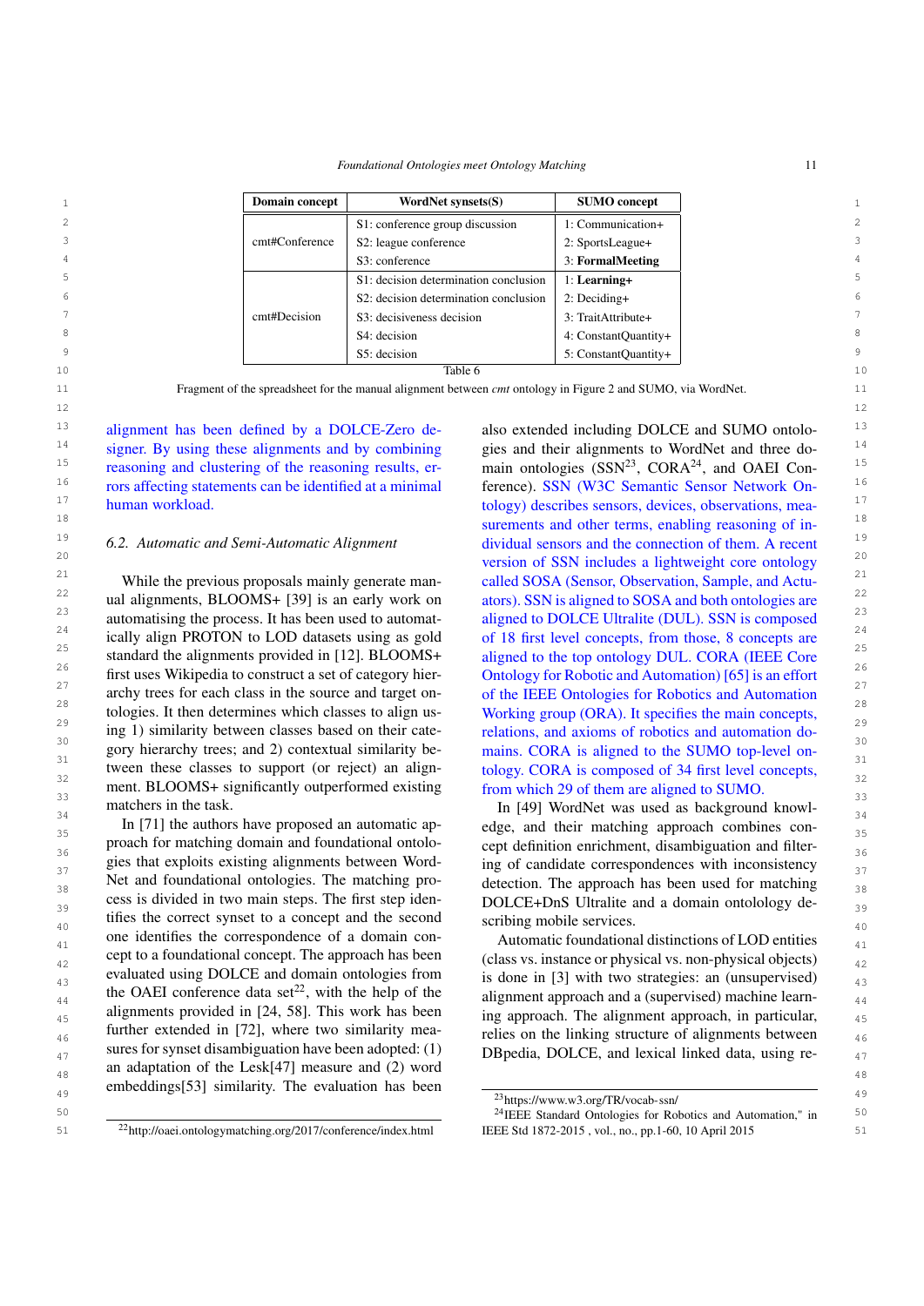| Domain concept | WordNet synsets(S) | SUMO concept |
|---|---|---|
| cmt#Conference | S1: conference group discussion | 1: Communication+ |
| | S2: league conference | 2: SportsLeague+ |
| | S3: conference | 3: **FormalMeeting** |
| cmt#Decision | S1: decision determination conclusion | 1: **Learning+** |
| | S2: decision determination conclusion | 2: Deciding+ |
| | S3: decisiveness decision | 3: TraitAttribute+ |
| | S4: decision | 4: ConstantQuantity+ |
| | S5: decision | 5: ConstantQuantity+ |

Table 6

Fragment of the spreadsheet for the manual alignment between *cmt* ontology in Figure 2 and SUMO, via WordNet.

alignment has been defined by a DOLCE-Zero designer. By using these alignments and by combining reasoning and clustering of the reasoning results, errors affecting statements can be identified at a minimal human workload.

### 6.2. Automatic and Semi-Automatic Alignment

While the previous proposals mainly generate manual alignments, BLOOMS+ [39] is an early work on automatising the process. It has been used to automatically align PROTON to LOD datasets using as gold standard the alignments provided in [12]. BLOOMS+ first uses Wikipedia to construct a set of category hierarchy trees for each class in the source and target ontologies. It then determines which classes to align using 1) similarity between classes based on their category hierarchy trees; and 2) contextual similarity between these classes to support (or reject) an alignment. BLOOMS+ significantly outperformed existing matchers in the task.

In [71] the authors have proposed an automatic approach for matching domain and foundational ontologies that exploits existing alignments between WordNet and foundational ontologies. The matching process is divided in two main steps. The first step identifies the correct synset to a concept and the second one identifies the correspondence of a domain concept to a foundational concept. The approach has been evaluated using DOLCE and domain ontologies from the OAEI conference data set[22], with the help of the alignments provided in [24, 58]. This work has been further extended in [72], where two similarity measures for synset disambiguation have been adopted: (1) an adaptation of the Lesk[47] measure and (2) word embeddings[53] similarity. The evaluation has been also extended including DOLCE and SUMO ontologies and their alignments to WordNet and three domain ontologies (SSN[23], CORA[24], and OAEI Conference). SSN (W3C Semantic Sensor Network Ontology) describes sensors, devices, observations, measurements and other terms, enabling reasoning of individual sensors and the connection of them. A recent version of SSN includes a lightweight core ontology called SOSA (Sensor, Observation, Sample, and Actuators). SSN is aligned to SOSA and both ontologies are aligned to DOLCE Ultralite (DUL). SSN is composed of 18 first level concepts, from those, 8 concepts are aligned to the top ontology DUL. CORA (IEEE Core Ontology for Robotic and Automation) [65] is an effort of the IEEE Ontologies for Robotics and Automation Working group (ORA). It specifies the main concepts, relations, and axioms of robotics and automation domains. CORA is aligned to the SUMO top-level ontology. CORA is composed of 34 first level concepts, from which 29 of them are aligned to SUMO.

In [49] WordNet was used as background knowledge, and their matching approach combines concept definition enrichment, disambiguation and filtering of candidate correspondences with inconsistency detection. The approach has been used for matching DOLCE+DnS Ultralite and a domain ontology describing mobile services.

Automatic foundational distinctions of LOD entities (class vs. instance or physical vs. non-physical objects) is done in [3] with two strategies: an (unsupervised) alignment approach and a (supervised) machine learning approach. The alignment approach, in particular, relies on the linking structure of alignments between DBpedia, DOLCE, and lexical linked data, using re-

[22]http://oaei.ontologymatching.org/2017/conference/index.html

[23]https://www.w3.org/TR/vocab-ssn/

[24]IEEE Standard Ontologies for Robotics and Automation," in IEEE Std 1872-2015 , vol., no., pp.1-60, 10 April 2015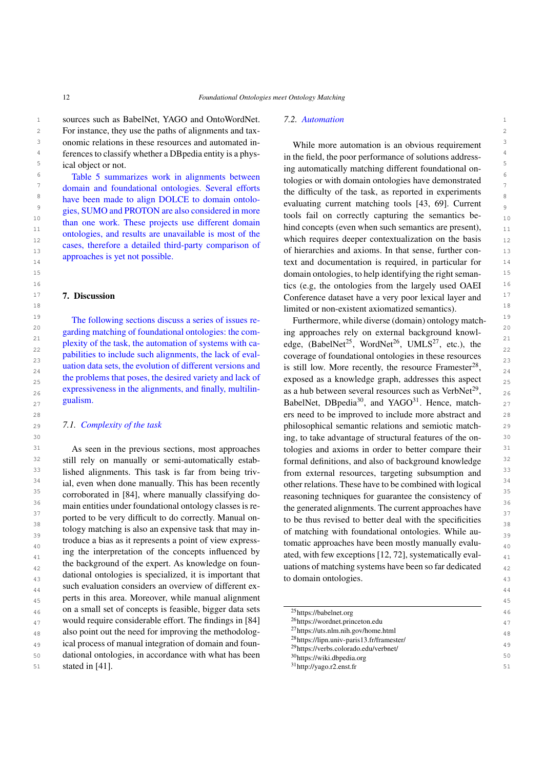sources such as BabelNet, YAGO and OntoWordNet. For instance, they use the paths of alignments and taxonomic relations in these resources and automated inferences to classify whether a DBpedia entity is a physical object or not.

Table 5 summarizes work in alignments between domain and foundational ontologies. Several efforts have been made to align DOLCE to domain ontologies, SUMO and PROTON are also considered in more than one work. These projects use different domain ontologies, and results are unavailable is most of the cases, therefore a detailed third-party comparison of approaches is yet not possible.

## 7. Discussion

The following sections discuss a series of issues regarding matching of foundational ontologies: the complexity of the task, the automation of systems with capabilities to include such alignments, the lack of evaluation data sets, the evolution of different versions and the problems that poses, the desired variety and lack of expressiveness in the alignments, and finally, multilingualism.

### 7.1. *Complexity of the task*

As seen in the previous sections, most approaches still rely on manually or semi-automatically established alignments. This task is far from being trivial, even when done manually. This has been recently corroborated in [84], where manually classifying domain entities under foundational ontology classes is reported to be very difficult to do correctly. Manual ontology matching is also an expensive task that may introduce a bias as it represents a point of view expressing the interpretation of the concepts influenced by the background of the expert. As knowledge on foundational ontologies is specialized, it is important that such evaluation considers an overview of different experts in this area. Moreover, while manual alignment on a small set of concepts is feasible, bigger data sets would require considerable effort. The findings in [84] also point out the need for improving the methodological process of manual integration of domain and foundational ontologies, in accordance with what has been stated in [41].

### 7.2. *Automation*

While more automation is an obvious requirement in the field, the poor performance of solutions addressing automatically matching different foundational ontologies or with domain ontologies have demonstrated the difficulty of the task, as reported in experiments evaluating current matching tools [43, 69]. Current tools fail on correctly capturing the semantics behind concepts (even when such semantics are present), which requires deeper contextualization on the basis of hierarchies and axioms. In that sense, further context and documentation is required, in particular for domain ontologies, to help identifying the right semantics (e.g, the ontologies from the largely used OAEI Conference dataset have a very poor lexical layer and limited or non-existent axiomatized semantics).

Furthermore, while diverse (domain) ontology matching approaches rely on external background knowledge, (BabelNet[25], WordNet[26], UMLS[27], etc.), the coverage of foundational ontologies in these resources is still low. More recently, the resource Framester[28], exposed as a knowledge graph, addresses this aspect as a hub between several resources such as VerbNet[29], BabelNet, DBpedia[30], and YAGO[31]. Hence, matchers need to be improved to include more abstract and philosophical semantic relations and semiotic matching, to take advantage of structural features of the ontologies and axioms in order to better compare their formal definitions, and also of background knowledge from external resources, targeting subsumption and other relations. These have to be combined with logical reasoning techniques for guarantee the consistency of the generated alignments. The current approaches have to be thus revised to better deal with the specificities of matching with foundational ontologies. While automatic approaches have been mostly manually evaluated, with few exceptions [12, 72], systematically evaluations of matching systems have been so far dedicated to domain ontologies.

[25] https://babelnet.org
[26] https://wordnet.princeton.edu
[27] https://uts.nlm.nih.gov/home.html
[28] https://lipn.univ-paris13.fr/framester/
[29] https://verbs.colorado.edu/verbnet/
[30] https://wiki.dbpedia.org
[31] http://yago.r2.enst.fr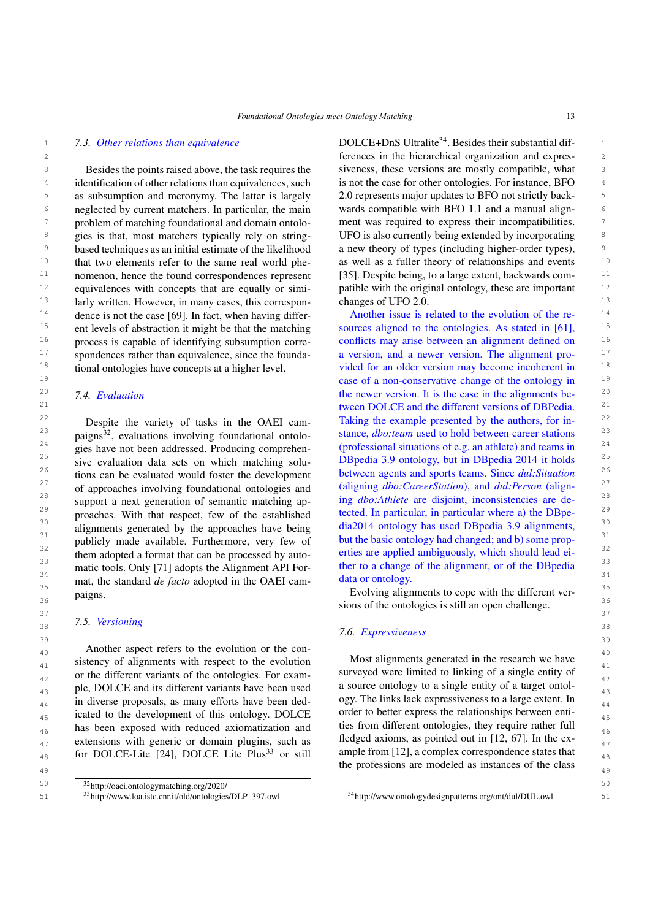### 7.3. Other relations than equivalence

Besides the points raised above, the task requires the identification of other relations than equivalences, such as subsumption and meronymy. The latter is largely neglected by current matchers. In particular, the main problem of matching foundational and domain ontologies is that, most matchers typically rely on string-based techniques as an initial estimate of the likelihood that two elements refer to the same real world phenomenon, hence the found correspondences represent equivalences with concepts that are equally or similarly written. However, in many cases, this correspondence is not the case [69]. In fact, when having different levels of abstraction it might be that the matching process is capable of identifying subsumption correspondences rather than equivalence, since the foundational ontologies have concepts at a higher level.

### 7.4. Evaluation

Despite the variety of tasks in the OAEI campaigns[32], evaluations involving foundational ontologies have not been addressed. Producing comprehensive evaluation data sets on which matching solutions can be evaluated would foster the development of approaches involving foundational ontologies and support a next generation of semantic matching approaches. With that respect, few of the established alignments generated by the approaches have being publicly made available. Furthermore, very few of them adopted a format that can be processed by automatic tools. Only [71] adopts the Alignment API Format, the standard *de facto* adopted in the OAEI campaigns.

### 7.5. Versioning

Another aspect refers to the evolution or the consistency of alignments with respect to the evolution or the different variants of the ontologies. For example, DOLCE and its different variants have been used in diverse proposals, as many efforts have been dedicated to the development of this ontology. DOLCE has been exposed with reduced axiomatization and extensions with generic or domain plugins, such as for DOLCE-Lite [24], DOLCE Lite Plus[33] or still DOLCE+DnS Ultralite[34]. Besides their substantial differences in the hierarchical organization and expressiveness, these versions are mostly compatible, what is not the case for other ontologies. For instance, BFO 2.0 represents major updates to BFO not strictly backwards compatible with BFO 1.1 and a manual alignment was required to express their incompatibilities. UFO is also currently being extended by incorporating a new theory of types (including higher-order types), as well as a fuller theory of relationships and events [35]. Despite being, to a large extent, backwards compatible with the original ontology, these are important changes of UFO 2.0.

Another issue is related to the evolution of the resources aligned to the ontologies. As stated in [61], conflicts may arise between an alignment defined on a version, and a newer version. The alignment provided for an older version may become incoherent in case of a non-conservative change of the ontology in the newer version. It is the case in the alignments between DOLCE and the different versions of DBPedia. Taking the example presented by the authors, for instance, *dbo:team* used to hold between career stations (professional situations of e.g. an athlete) and teams in DBpedia 3.9 ontology, but in DBpedia 2014 it holds between agents and sports teams. Since *dul:Situation* (aligning *dbo:CareerStation*), and *dul:Person* (aligning *dbo:Athlete* are disjoint, inconsistencies are detected. In particular, in particular where a) the DBpedia2014 ontology has used DBpedia 3.9 alignments, but the basic ontology had changed; and b) some properties are applied ambiguously, which should lead either to a change of the alignment, or of the DBpedia data or ontology.

Evolving alignments to cope with the different versions of the ontologies is still an open challenge.

### 7.6. Expressiveness

Most alignments generated in the research we have surveyed were limited to linking of a single entity of a source ontology to a single entity of a target ontology. The links lack expressiveness to a large extent. In order to better express the relationships between entities from different ontologies, they require rather full fledged axioms, as pointed out in [12, 67]. In the example from [12], a complex correspondence states that the professions are modeled as instances of the class

[32] http://oaei.ontologymatching.org/2020/

[33] http://www.loa.istc.cnr.it/old/ontologies/DLP_397.owl

[34] http://www.ontologydesignpatterns.org/ont/dul/DUL.owl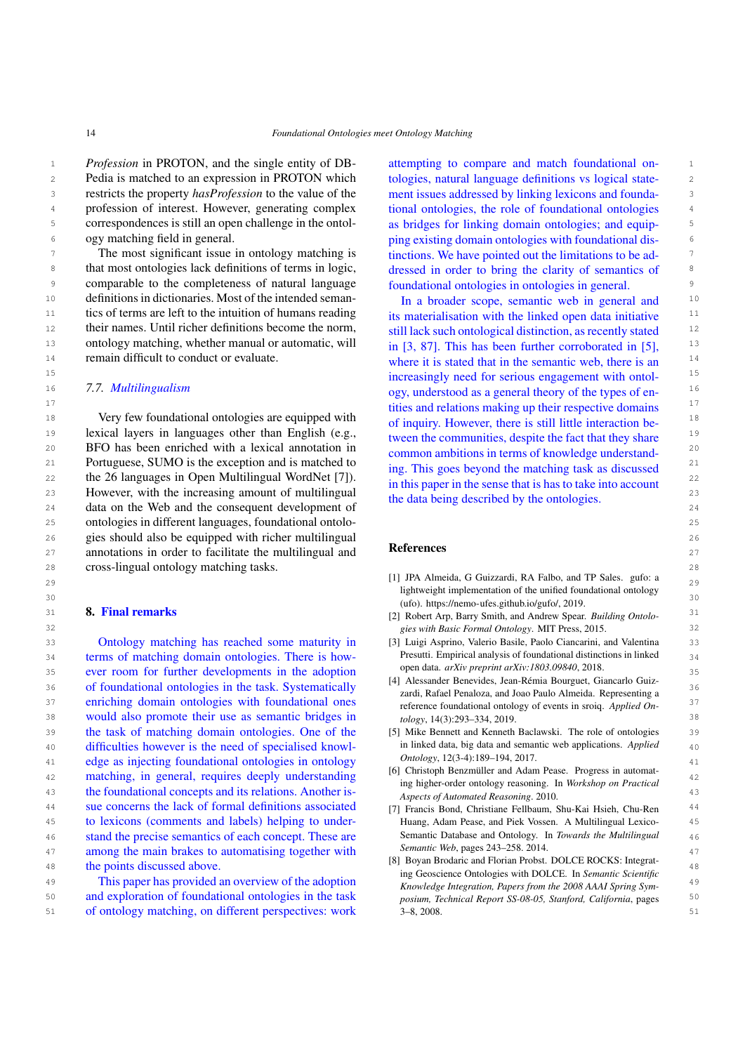*Profession* in PROTON, and the single entity of DBPedia is matched to an expression in PROTON which restricts the property *hasProfession* to the value of the profession of interest. However, generating complex correspondences is still an open challenge in the ontology matching field in general.

The most significant issue in ontology matching is that most ontologies lack definitions of terms in logic, comparable to the completeness of natural language definitions in dictionaries. Most of the intended semantics of terms are left to the intuition of humans reading their names. Until richer definitions become the norm, ontology matching, whether manual or automatic, will remain difficult to conduct or evaluate.

### *7.7. Multilingualism*

Very few foundational ontologies are equipped with lexical layers in languages other than English (e.g., BFO has been enriched with a lexical annotation in Portuguese, SUMO is the exception and is matched to the 26 languages in Open Multilingual WordNet [7]). However, with the increasing amount of multilingual data on the Web and the consequent development of ontologies in different languages, foundational ontologies should also be equipped with richer multilingual annotations in order to facilitate the multilingual and cross-lingual ontology matching tasks.

## 8. Final remarks

Ontology matching has reached some maturity in terms of matching domain ontologies. There is however room for further developments in the adoption of foundational ontologies in the task. Systematically enriching domain ontologies with foundational ones would also promote their use as semantic bridges in the task of matching domain ontologies. One of the difficulties however is the need of specialised knowledge as injecting foundational ontologies in ontology matching, in general, requires deeply understanding the foundational concepts and its relations. Another issue concerns the lack of formal definitions associated to lexicons (comments and labels) helping to understand the precise semantics of each concept. These are among the main brakes to automatising together with the points discussed above.

This paper has provided an overview of the adoption and exploration of foundational ontologies in the task of ontology matching, on different perspectives: work attempting to compare and match foundational ontologies, natural language definitions vs logical statement issues addressed by linking lexicons and foundational ontologies, the role of foundational ontologies as bridges for linking domain ontologies; and equipping existing domain ontologies with foundational distinctions. We have pointed out the limitations to be addressed in order to bring the clarity of semantics of foundational ontologies in ontologies in general.

In a broader scope, semantic web in general and its materialisation with the linked open data initiative still lack such ontological distinction, as recently stated in [3, 87]. This has been further corroborated in [5], where it is stated that in the semantic web, there is an increasingly need for serious engagement with ontology, understood as a general theory of the types of entities and relations making up their respective domains of inquiry. However, there is still little interaction between the communities, despite the fact that they share common ambitions in terms of knowledge understanding. This goes beyond the matching task as discussed in this paper in the sense that is has to take into account the data being described by the ontologies.

## References

[1] JPA Almeida, G Guizzardi, RA Falbo, and TP Sales. gufo: a lightweight implementation of the unified foundational ontology (ufo). https://nemo-ufes.github.io/gufo/, 2019.

[2] Robert Arp, Barry Smith, and Andrew Spear. *Building Ontologies with Basic Formal Ontology*. MIT Press, 2015.

[3] Luigi Asprino, Valerio Basile, Paolo Ciancarini, and Valentina Presutti. Empirical analysis of foundational distinctions in linked open data. *arXiv preprint arXiv:1803.09840*, 2018.

[4] Alessander Benevides, Jean-Rémia Bourguet, Giancarlo Guizzardi, Rafael Penaloza, and Joao Paulo Almeida. Representing a reference foundational ontology of events in sroiq. *Applied Ontology*, 14(3):293–334, 2019.

[5] Mike Bennett and Kenneth Baclawski. The role of ontologies in linked data, big data and semantic web applications. *Applied Ontology*, 12(3-4):189–194, 2017.

[6] Christoph Benzmüller and Adam Pease. Progress in automating higher-order ontology reasoning. In *Workshop on Practical Aspects of Automated Reasoning*. 2010.

[7] Francis Bond, Christiane Fellbaum, Shu-Kai Hsieh, Chu-Ren Huang, Adam Pease, and Piek Vossen. A Multilingual Lexico-Semantic Database and Ontology. In *Towards the Multilingual Semantic Web*, pages 243–258. 2014.

[8] Boyan Brodaric and Florian Probst. DOLCE ROCKS: Integrating Geoscience Ontologies with DOLCE. In *Semantic Scientific Knowledge Integration, Papers from the 2008 AAAI Spring Symposium, Technical Report SS-08-05, Stanford, California*, pages 3–8, 2008.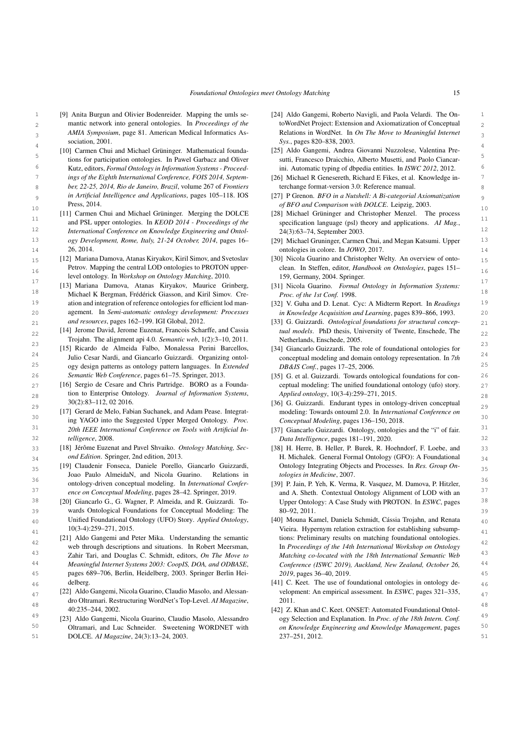[9] Anita Burgun and Olivier Bodenreider. Mapping the umls semantic network into general ontologies. In *Proceedings of the AMIA Symposium*, page 81. American Medical Informatics Association, 2001.

[10] Carmen Chui and Michael Grüninger. Mathematical foundations for participation ontologies. In Pawel Garbacz and Oliver Kutz, editors, *Formal Ontology in Information Systems - Proceedings of the Eighth International Conference, FOIS 2014, September, 22-25, 2014, Rio de Janeiro, Brazil*, volume 267 of *Frontiers in Artificial Intelligence and Applications*, pages 105–118. IOS Press, 2014.

[11] Carmen Chui and Michael Grüninger. Merging the DOLCE and PSL upper ontologies. In *KEOD 2014 - Proceedings of the International Conference on Knowledge Engineering and Ontology Development, Rome, Italy, 21-24 October, 2014*, pages 16–26, 2014.

[12] Mariana Damova, Atanas Kiryakov, Kiril Simov, and Svetoslav Petrov. Mapping the central LOD ontologies to PROTON upper-level ontology. In *Workshop on Ontology Matching*, 2010.

[13] Mariana Damova, Atanas Kiryakov, Maurice Grinberg, Michael K Bergman, Frédérick Giasson, and Kiril Simov. Creation and integration of reference ontologies for efficient lod management. In *Semi-automatic ontology development: Processes and resources*, pages 162–199. IGI Global, 2012.

[14] Jerome David, Jerome Euzenat, Francois Scharffe, and Cassia Trojahn. The alignment api 4.0. *Semantic web*, 1(2):3–10, 2011.

[15] Ricardo de Almeida Falbo, Monalessa Perini Barcellos, Julio Cesar Nardi, and Giancarlo Guizzardi. Organizing ontology design patterns as ontology pattern languages. In *Extended Semantic Web Conference*, pages 61–75. Springer, 2013.

[16] Sergio de Cesare and Chris Partridge. BORO as a Foundation to Enterprise Ontology. *Journal of Information Systems*, 30(2):83–112, 02 2016.

[17] Gerard de Melo, Fabian Suchanek, and Adam Pease. Integrating YAGO into the Suggested Upper Merged Ontology. *Proc. 20th IEEE International Conference on Tools with Artificial Intelligence*, 2008.

[18] Jérôme Euzenat and Pavel Shvaiko. *Ontology Matching, Second Edition*. Springer, 2nd edition, 2013.

[19] Claudenir Fonseca, Daniele Porello, Giancarlo Guizzardi, Joao Paulo AlmeidaN, and Nicola Guarino. Relations in ontology-driven conceptual modeling. In *International Conference on Conceptual Modeling*, pages 28–42. Springer, 2019.

[20] Giancarlo G., G. Wagner, P. Almeida, and R. Guizzardi. Towards Ontological Foundations for Conceptual Modeling: The Unified Foundational Ontology (UFO) Story. *Applied Ontology*, 10(3-4):259–271, 2015.

[21] Aldo Gangemi and Peter Mika. Understanding the semantic web through descriptions and situations. In Robert Meersman, Zahir Tari, and Douglas C. Schmidt, editors, *On The Move to Meaningful Internet Systems 2003: CoopIS, DOA, and ODBASE*, pages 689–706, Berlin, Heidelberg, 2003. Springer Berlin Heidelberg.

[22] Aldo Gangemi, Nicola Guarino, Claudio Masolo, and Alessandro Oltramari. Restructuring WordNet's Top-Level. *AI Magazine*, 40:235–244, 2002.

[23] Aldo Gangemi, Nicola Guarino, Claudio Masolo, Alessandro Oltramari, and Luc Schneider. Sweetening WORDNET with DOLCE. *AI Magazine*, 24(3):13–24, 2003.

[24] Aldo Gangemi, Roberto Navigli, and Paola Velardi. The OntoWordNet Project: Extension and Axiomatization of Conceptual Relations in WordNet. In *On The Move to Meaningful Internet Sys.*, pages 820–838, 2003.

[25] Aldo Gangemi, Andrea Giovanni Nuzzolese, Valentina Presutti, Francesco Draicchio, Alberto Musetti, and Paolo Ciancarini. Automatic typing of dbpedia entities. In *ISWC 2012*, 2012.

[26] Michael R Genesereth, Richard E Fikes, et al. Knowledge interchange format-version 3.0: Reference manual.

[27] P Grenon. *BFO in a Nutshell: A Bi-categorial Axiomatization of BFO and Comparison with DOLCE*. Leipzig, 2003.

[28] Michael Grüninger and Christopher Menzel. The process specification language (psl) theory and applications. *AI Mag.*, 24(3):63–74, September 2003.

[29] Michael Gruninger, Carmen Chui, and Megan Katsumi. Upper ontologies in colore. In *JOWO*, 2017.

[30] Nicola Guarino and Christopher Welty. An overview of ontoclean. In Steffen, editor, *Handbook on Ontologies*, pages 151–159, Germany, 2004. Springer.

[31] Nicola Guarino. *Formal Ontology in Information Systems: Proc. of the 1st Conf.* 1998.

[32] V. Guha and D. Lenat. Cyc: A Midterm Report. In *Readings in Knowledge Acquisition and Learning*, pages 839–866, 1993.

[33] G. Guizzardi. *Ontological foundations for structural conceptual models*. PhD thesis, University of Twente, Enschede, The Netherlands, Enschede, 2005.

[34] Giancarlo Guizzardi. The role of foundational ontologies for conceptual modeling and domain ontology representation. In *7th DB&IS Conf.*, pages 17–25, 2006.

[35] G. et al. Guizzardi. Towards ontological foundations for conceptual modeling: The unified foundational ontology (ufo) story. *Applied ontology*, 10(3-4):259–271, 2015.

[36] G. Guizzardi. Endurant types in ontology-driven conceptual modeling: Towards ontouml 2.0. In *International Conference on Conceptual Modeling*, pages 136–150, 2018.

[37] Giancarlo Guizzardi. Ontology, ontologies and the "i" of fair. *Data Intelligence*, pages 181–191, 2020.

[38] H. Herre, B. Heller, P. Burek, R. Hoehndorf, F. Loebe, and H. Michalek. General Formal Ontology (GFO): A Foundational Ontology Integrating Objects and Processes. In *Res. Group Ontologies in Medicine*, 2007.

[39] P. Jain, P. Yeh, K. Verma, R. Vasquez, M. Damova, P. Hitzler, and A. Sheth. Contextual Ontology Alignment of LOD with an Upper Ontology: A Case Study with PROTON. In *ESWC*, pages 80–92, 2011.

[40] Mouna Kamel, Daniela Schmidt, Cássia Trojahn, and Renata Vieira. Hypernym relation extraction for establishing subsumptions: Preliminary results on matching foundational ontologies. In *Proceedings of the 14th International Workshop on Ontology Matching co-located with the 18th International Semantic Web Conference (ISWC 2019), Auckland, New Zealand, October 26, 2019*, pages 36–40, 2019.

[41] C. Keet. The use of foundational ontologies in ontology development: An empirical assessment. In *ESWC*, pages 321–335, 2011.

[42] Z. Khan and C. Keet. ONSET: Automated Foundational Ontology Selection and Explanation. In *Proc. of the 18th Intern. Conf. on Knowledge Engineering and Knowledge Management*, pages 237–251, 2012.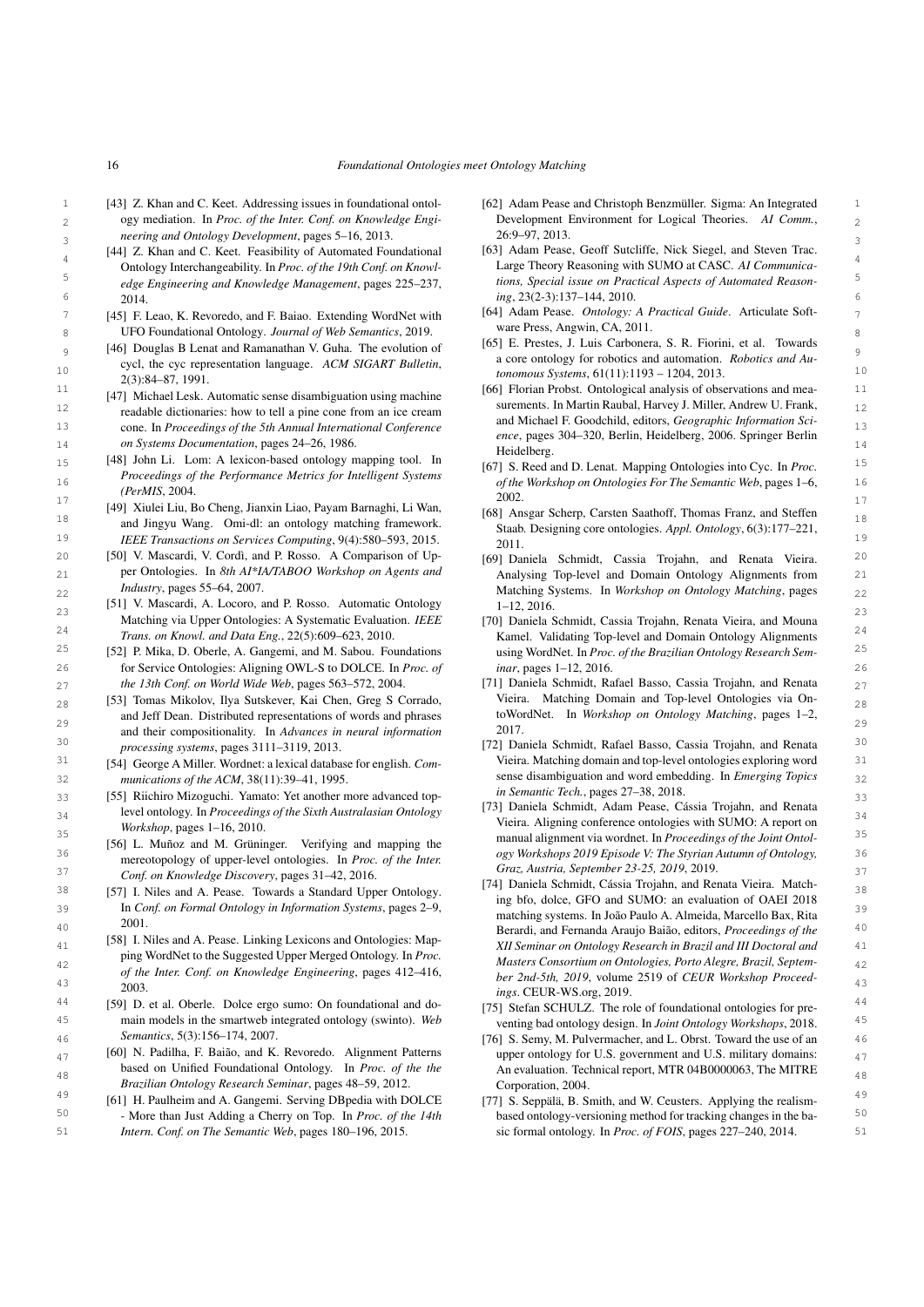[43] Z. Khan and C. Keet. Addressing issues in foundational ontology mediation. In *Proc. of the Inter. Conf. on Knowledge Engineering and Ontology Development*, pages 5–16, 2013.

[44] Z. Khan and C. Keet. Feasibility of Automated Foundational Ontology Interchangeability. In *Proc. of the 19th Conf. on Knowledge Engineering and Knowledge Management*, pages 225–237, 2014.

[45] F. Leao, K. Revoredo, and F. Baiao. Extending WordNet with UFO Foundational Ontology. *Journal of Web Semantics*, 2019.

[46] Douglas B Lenat and Ramanathan V. Guha. The evolution of cycl, the cyc representation language. *ACM SIGART Bulletin*, 2(3):84–87, 1991.

[47] Michael Lesk. Automatic sense disambiguation using machine readable dictionaries: how to tell a pine cone from an ice cream cone. In *Proceedings of the 5th Annual International Conference on Systems Documentation*, pages 24–26, 1986.

[48] John Li. Lom: A lexicon-based ontology mapping tool. In *Proceedings of the Performance Metrics for Intelligent Systems (PerMIS*, 2004.

[49] Xiulei Liu, Bo Cheng, Jianxin Liao, Payam Barnaghi, Li Wan, and Jingyu Wang. Omi-dl: an ontology matching framework. *IEEE Transactions on Services Computing*, 9(4):580–593, 2015.

[50] V. Mascardi, V. Cordì, and P. Rosso. A Comparison of Upper Ontologies. In *8th AI\*IA/TABOO Workshop on Agents and Industry*, pages 55–64, 2007.

[51] V. Mascardi, A. Locoro, and P. Rosso. Automatic Ontology Matching via Upper Ontologies: A Systematic Evaluation. *IEEE Trans. on Knowl. and Data Eng.*, 22(5):609–623, 2010.

[52] P. Mika, D. Oberle, A. Gangemi, and M. Sabou. Foundations for Service Ontologies: Aligning OWL-S to DOLCE. In *Proc. of the 13th Conf. on World Wide Web*, pages 563–572, 2004.

[53] Tomas Mikolov, Ilya Sutskever, Kai Chen, Greg S Corrado, and Jeff Dean. Distributed representations of words and phrases and their compositionality. In *Advances in neural information processing systems*, pages 3111–3119, 2013.

[54] George A Miller. Wordnet: a lexical database for english. *Communications of the ACM*, 38(11):39–41, 1995.

[55] Riichiro Mizoguchi. Yamato: Yet another more advanced top-level ontology. In *Proceedings of the Sixth Australasian Ontology Workshop*, pages 1–16, 2010.

[56] L. Muñoz and M. Grüninger. Verifying and mapping the mereotopology of upper-level ontologies. In *Proc. of the Inter. Conf. on Knowledge Discovery*, pages 31–42, 2016.

[57] I. Niles and A. Pease. Towards a Standard Upper Ontology. In *Conf. on Formal Ontology in Information Systems*, pages 2–9, 2001.

[58] I. Niles and A. Pease. Linking Lexicons and Ontologies: Mapping WordNet to the Suggested Upper Merged Ontology. In *Proc. of the Inter. Conf. on Knowledge Engineering*, pages 412–416, 2003.

[59] D. et al. Oberle. Dolce ergo sumo: On foundational and domain models in the smartweb integrated ontology (swinto). *Web Semantics*, 5(3):156–174, 2007.

[60] N. Padilha, F. Baião, and K. Revoredo. Alignment Patterns based on Unified Foundational Ontology. In *Proc. of the the Brazilian Ontology Research Seminar*, pages 48–59, 2012.

[61] H. Paulheim and A. Gangemi. Serving DBpedia with DOLCE - More than Just Adding a Cherry on Top. In *Proc. of the 14th Intern. Conf. on The Semantic Web*, pages 180–196, 2015.

[62] Adam Pease and Christoph Benzmüller. Sigma: An Integrated Development Environment for Logical Theories. *AI Comm.*, 26:9–97, 2013.

[63] Adam Pease, Geoff Sutcliffe, Nick Siegel, and Steven Trac. Large Theory Reasoning with SUMO at CASC. *AI Communications, Special issue on Practical Aspects of Automated Reasoning*, 23(2-3):137–144, 2010.

[64] Adam Pease. *Ontology: A Practical Guide*. Articulate Software Press, Angwin, CA, 2011.

[65] E. Prestes, J. Luis Carbonera, S. R. Fiorini, et al. Towards a core ontology for robotics and automation. *Robotics and Autonomous Systems*, 61(11):1193 – 1204, 2013.

[66] Florian Probst. Ontological analysis of observations and measurements. In Martin Raubal, Harvey J. Miller, Andrew U. Frank, and Michael F. Goodchild, editors, *Geographic Information Science*, pages 304–320, Berlin, Heidelberg, 2006. Springer Berlin Heidelberg.

[67] S. Reed and D. Lenat. Mapping Ontologies into Cyc. In *Proc. of the Workshop on Ontologies For The Semantic Web*, pages 1–6, 2002.

[68] Ansgar Scherp, Carsten Saathoff, Thomas Franz, and Steffen Staab. Designing core ontologies. *Appl. Ontology*, 6(3):177–221, 2011.

[69] Daniela Schmidt, Cassia Trojahn, and Renata Vieira. Analysing Top-level and Domain Ontology Alignments from Matching Systems. In *Workshop on Ontology Matching*, pages 1–12, 2016.

[70] Daniela Schmidt, Cassia Trojahn, Renata Vieira, and Mouna Kamel. Validating Top-level and Domain Ontology Alignments using WordNet. In *Proc. of the Brazilian Ontology Research Seminar*, pages 1–12, 2016.

[71] Daniela Schmidt, Rafael Basso, Cassia Trojahn, and Renata Vieira. Matching Domain and Top-level Ontologies via OntoWordNet. In *Workshop on Ontology Matching*, pages 1–2, 2017.

[72] Daniela Schmidt, Rafael Basso, Cassia Trojahn, and Renata Vieira. Matching domain and top-level ontologies exploring word sense disambiguation and word embedding. In *Emerging Topics in Semantic Tech.*, pages 27–38, 2018.

[73] Daniela Schmidt, Adam Pease, Cássia Trojahn, and Renata Vieira. Aligning conference ontologies with SUMO: A report on manual alignment via wordnet. In *Proceedings of the Joint Ontology Workshops 2019 Episode V: The Styrian Autumn of Ontology, Graz, Austria, September 23-25, 2019*, 2019.

[74] Daniela Schmidt, Cássia Trojahn, and Renata Vieira. Matching bfo, dolce, GFO and SUMO: an evaluation of OAEI 2018 matching systems. In João Paulo A. Almeida, Marcello Bax, Rita Berardi, and Fernanda Araujo Baião, editors, *Proceedings of the XII Seminar on Ontology Research in Brazil and III Doctoral and Masters Consortium on Ontologies, Porto Alegre, Brazil, September 2nd-5th, 2019*, volume 2519 of *CEUR Workshop Proceedings*. CEUR-WS.org, 2019.

[75] Stefan SCHULZ. The role of foundational ontologies for preventing bad ontology design. In *Joint Ontology Workshops*, 2018.

[76] S. Semy, M. Pulvermacher, and L. Obrst. Toward the use of an upper ontology for U.S. government and U.S. military domains: An evaluation. Technical report, MTR 04B0000063, The MITRE Corporation, 2004.

[77] S. Seppälä, B. Smith, and W. Ceusters. Applying the realism-based ontology-versioning method for tracking changes in the basic formal ontology. In *Proc. of FOIS*, pages 227–240, 2014.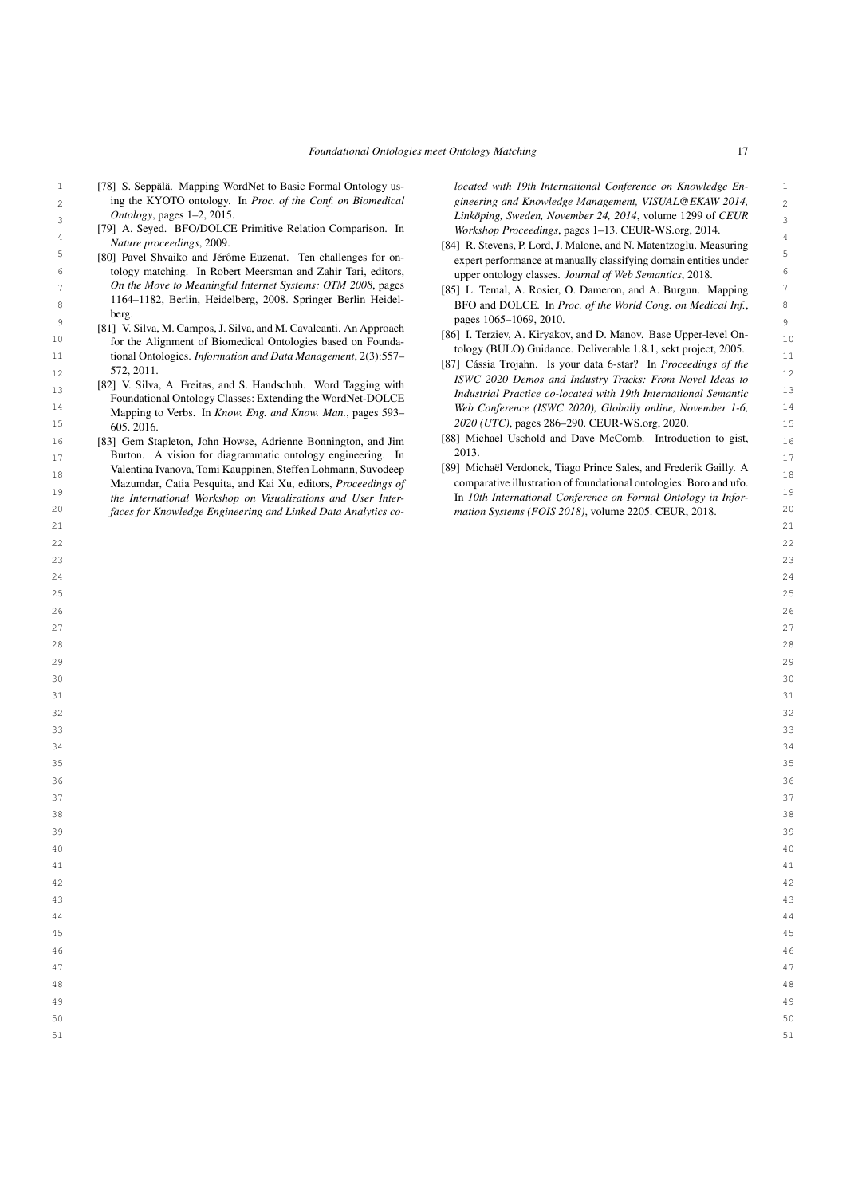[78] S. Seppälä. Mapping WordNet to Basic Formal Ontology using the KYOTO ontology. In *Proc. of the Conf. on Biomedical Ontology*, pages 1–2, 2015.

[79] A. Seyed. BFO/DOLCE Primitive Relation Comparison. In *Nature proceedings*, 2009.

[80] Pavel Shvaiko and Jérôme Euzenat. Ten challenges for ontology matching. In Robert Meersman and Zahir Tari, editors, *On the Move to Meaningful Internet Systems: OTM 2008*, pages 1164–1182, Berlin, Heidelberg, 2008. Springer Berlin Heidelberg.

[81] V. Silva, M. Campos, J. Silva, and M. Cavalcanti. An Approach for the Alignment of Biomedical Ontologies based on Foundational Ontologies. *Information and Data Management*, 2(3):557–572, 2011.

[82] V. Silva, A. Freitas, and S. Handschuh. Word Tagging with Foundational Ontology Classes: Extending the WordNet-DOLCE Mapping to Verbs. In *Know. Eng. and Know. Man.*, pages 593–605. 2016.

[83] Gem Stapleton, John Howse, Adrienne Bonnington, and Jim Burton. A vision for diagrammatic ontology engineering. In Valentina Ivanova, Tomi Kauppinen, Steffen Lohmann, Suvodeep Mazumdar, Catia Pesquita, and Kai Xu, editors, *Proceedings of the International Workshop on Visualizations and User Interfaces for Knowledge Engineering and Linked Data Analytics co-located with 19th International Conference on Knowledge Engineering and Knowledge Management, VISUAL@EKAW 2014, Linköping, Sweden, November 24, 2014*, volume 1299 of *CEUR Workshop Proceedings*, pages 1–13. CEUR-WS.org, 2014.

[84] R. Stevens, P. Lord, J. Malone, and N. Matentzoglu. Measuring expert performance at manually classifying domain entities under upper ontology classes. *Journal of Web Semantics*, 2018.

[85] L. Temal, A. Rosier, O. Dameron, and A. Burgun. Mapping BFO and DOLCE. In *Proc. of the World Cong. on Medical Inf.*, pages 1065–1069, 2010.

[86] I. Terziev, A. Kiryakov, and D. Manov. Base Upper-level Ontology (BULO) Guidance. Deliverable 1.8.1, sekt project, 2005.

[87] Cássia Trojahn. Is your data 6-star? In *Proceedings of the ISWC 2020 Demos and Industry Tracks: From Novel Ideas to Industrial Practice co-located with 19th International Semantic Web Conference (ISWC 2020), Globally online, November 1-6, 2020 (UTC)*, pages 286–290. CEUR-WS.org, 2020.

[88] Michael Uschold and Dave McComb. Introduction to gist, 2013.

[89] Michaël Verdonck, Tiago Prince Sales, and Frederik Gailly. A comparative illustration of foundational ontologies: Boro and ufo. In *10th International Conference on Formal Ontology in Information Systems (FOIS 2018)*, volume 2205. CEUR, 2018.